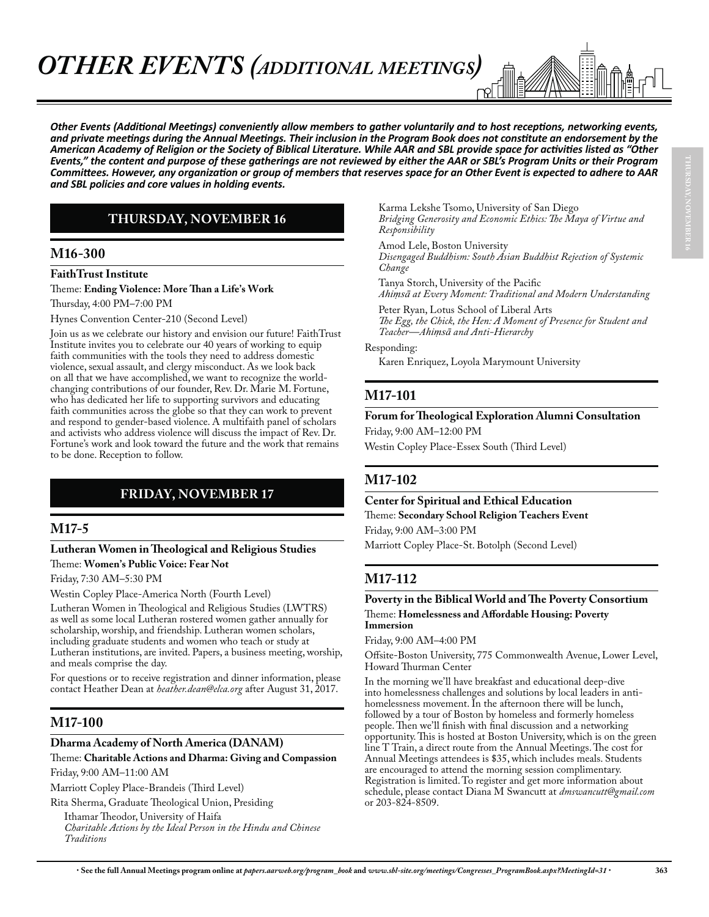# OTHER EVENTS (ADDITIONAL MEETINGS)

***Other Events (Additional Meetings) conveniently allow members to gather voluntarily and to host receptions, networking events, and private meetings during the Annual Meetings. Their inclusion in the Program Book does not constitute an endorsement by the American Academy of Religion or the Society of Biblical Literature. While AAR and SBL provide space for activities listed as "Other Events," the content and purpose of these gatherings are not reviewed by either the AAR or SBL's Program Units or their Program Committees. However, any organization or group of members that reserves space for an Other Event is expected to adhere to AAR and SBL policies and core values in holding events.***

## THURSDAY, NOVEMBER 16

### M16-300

**FaithTrust Institute**

Theme: **Ending Violence: More Than a Life's Work**

Thursday, 4:00 PM–7:00 PM

Hynes Convention Center-210 (Second Level)

Join us as we celebrate our history and envision our future! FaithTrust Institute invites you to celebrate our 40 years of working to equip faith communities with the tools they need to address domestic violence, sexual assault, and clergy misconduct. As we look back on all that we have accomplished, we want to recognize the world-changing contributions of our founder, Rev. Dr. Marie M. Fortune, who has dedicated her life to supporting survivors and educating faith communities across the globe so that they can work to prevent and respond to gender-based violence. A multifaith panel of scholars and activists who address violence will discuss the impact of Rev. Dr. Fortune's work and look toward the future and the work that remains to be done. Reception to follow.

## FRIDAY, NOVEMBER 17

### M17-5

**Lutheran Women in Theological and Religious Studies**

Theme: **Women's Public Voice: Fear Not**

Friday, 7:30 AM–5:30 PM

Westin Copley Place-America North (Fourth Level)

Lutheran Women in Theological and Religious Studies (LWTRS) as well as some local Lutheran rostered women gather annually for scholarship, worship, and friendship. Lutheran women scholars, including graduate students and women who teach or study at Lutheran institutions, are invited. Papers, a business meeting, worship, and meals comprise the day.

For questions or to receive registration and dinner information, please contact Heather Dean at *heather.dean@elca.org* after August 31, 2017.

### M17-100

**Dharma Academy of North America (DANAM)**

Theme: **Charitable Actions and Dharma: Giving and Compassion**

Friday, 9:00 AM–11:00 AM

Marriott Copley Place-Brandeis (Third Level)

Rita Sherma, Graduate Theological Union, Presiding

Ithamar Theodor, University of Haifa
*Charitable Actions by the Ideal Person in the Hindu and Chinese Traditions*

Karma Lekshe Tsomo, University of San Diego
*Bridging Generosity and Economic Ethics: The Maya of Virtue and Responsibility*

Amod Lele, Boston University
*Disengaged Buddhism: South Asian Buddhist Rejection of Systemic Change*

Tanya Storch, University of the Pacific
*Ahiṃsā at Every Moment: Traditional and Modern Understanding*

Peter Ryan, Lotus School of Liberal Arts
*The Egg, the Chick, the Hen: A Moment of Presence for Student and Teacher—Ahiṃsā and Anti-Hierarchy*

Responding:

Karen Enriquez, Loyola Marymount University

### M17-101

**Forum for Theological Exploration Alumni Consultation**

Friday, 9:00 AM–12:00 PM

Westin Copley Place-Essex South (Third Level)

### M17-102

**Center for Spiritual and Ethical Education**

Theme: **Secondary School Religion Teachers Event**

Friday, 9:00 AM–3:00 PM

Marriott Copley Place-St. Botolph (Second Level)

### M17-112

**Poverty in the Biblical World and The Poverty Consortium**

Theme: **Homelessness and Affordable Housing: Poverty Immersion**

Friday, 9:00 AM–4:00 PM

Offsite-Boston University, 775 Commonwealth Avenue, Lower Level, Howard Thurman Center

In the morning we'll have breakfast and educational deep-dive into homelessness challenges and solutions by local leaders in anti-homelessness movement. In the afternoon there will be lunch, followed by a tour of Boston by homeless and formerly homeless people. Then we'll finish with final discussion and a networking opportunity. This is hosted at Boston University, which is on the green line T Train, a direct route from the Annual Meetings. The cost for Annual Meetings attendees is $35, which includes meals. Students are encouraged to attend the morning session complimentary. Registration is limited. To register and get more information about schedule, please contact Diana M Swancutt at *dmswancutt@gmail.com* or 203-824-8509.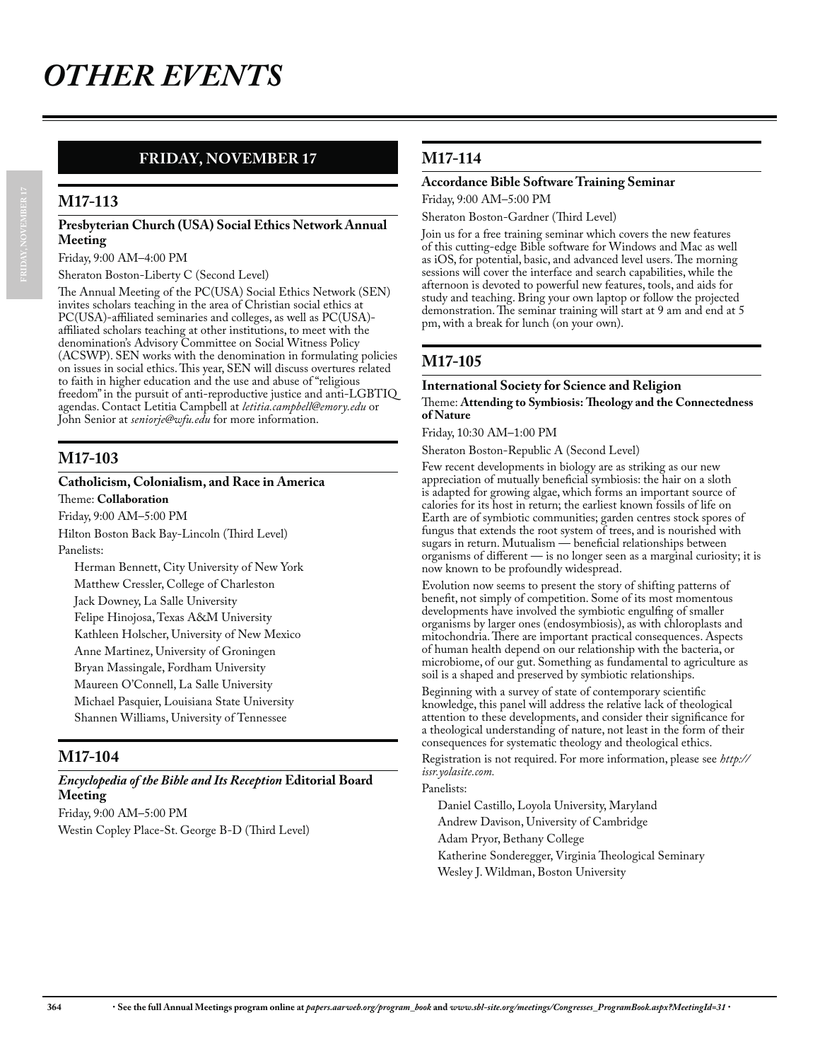# OTHER EVENTS

## FRIDAY, NOVEMBER 17

### M17-113

**Presbyterian Church (USA) Social Ethics Network Annual Meeting**

Friday, 9:00 AM–4:00 PM

Sheraton Boston-Liberty C (Second Level)

The Annual Meeting of the PC(USA) Social Ethics Network (SEN) invites scholars teaching in the area of Christian social ethics at PC(USA)-affiliated seminaries and colleges, as well as PC(USA)-affiliated scholars teaching at other institutions, to meet with the denomination's Advisory Committee on Social Witness Policy (ACSWP). SEN works with the denomination in formulating policies on issues in social ethics. This year, SEN will discuss overtures related to faith in higher education and the use and abuse of "religious freedom" in the pursuit of anti-reproductive justice and anti-LGBTIQ agendas. Contact Letitia Campbell at *letitia.campbell@emory.edu* or John Senior at *seniorje@wfu.edu* for more information.

### M17-103

**Catholicism, Colonialism, and Race in America**

Theme: **Collaboration**

Friday, 9:00 AM–5:00 PM

Hilton Boston Back Bay-Lincoln (Third Level)

Panelists:

- Herman Bennett, City University of New York
- Matthew Cressler, College of Charleston
- Jack Downey, La Salle University
- Felipe Hinojosa, Texas A&M University
- Kathleen Holscher, University of New Mexico
- Anne Martinez, University of Groningen
- Bryan Massingale, Fordham University
- Maureen O'Connell, La Salle University
- Michael Pasquier, Louisiana State University
- Shannen Williams, University of Tennessee

### M17-104

***Encyclopedia of the Bible and Its Reception* Editorial Board Meeting**

Friday, 9:00 AM–5:00 PM

Westin Copley Place-St. George B-D (Third Level)

### M17-114

**Accordance Bible Software Training Seminar**

Friday, 9:00 AM–5:00 PM

Sheraton Boston-Gardner (Third Level)

Join us for a free training seminar which covers the new features of this cutting-edge Bible software for Windows and Mac as well as iOS, for potential, basic, and advanced level users. The morning sessions will cover the interface and search capabilities, while the afternoon is devoted to powerful new features, tools, and aids for study and teaching. Bring your own laptop or follow the projected demonstration. The seminar training will start at 9 am and end at 5 pm, with a break for lunch (on your own).

### M17-105

**International Society for Science and Religion**

Theme: **Attending to Symbiosis: Theology and the Connectedness of Nature**

Friday, 10:30 AM–1:00 PM

Sheraton Boston-Republic A (Second Level)

Few recent developments in biology are as striking as our new appreciation of mutually beneficial symbiosis: the hair on a sloth is adapted for growing algae, which forms an important source of calories for its host in return; the earliest known fossils of life on Earth are of symbiotic communities; garden centres stock spores of fungus that extends the root system of trees, and is nourished with sugars in return. Mutualism — beneficial relationships between organisms of different — is no longer seen as a marginal curiosity; it is now known to be profoundly widespread.

Evolution now seems to present the story of shifting patterns of benefit, not simply of competition. Some of its most momentous developments have involved the symbiotic engulfing of smaller organisms by larger ones (endosymbiosis), as with chloroplasts and mitochondria. There are important practical consequences. Aspects of human health depend on our relationship with the bacteria, or microbiome, of our gut. Something as fundamental to agriculture as soil is a shaped and preserved by symbiotic relationships.

Beginning with a survey of state of contemporary scientific knowledge, this panel will address the relative lack of theological attention to these developments, and consider their significance for a theological understanding of nature, not least in the form of their consequences for systematic theology and theological ethics.

Registration is not required. For more information, please see *http://issr.yolasite.com.*

Panelists:

- Daniel Castillo, Loyola University, Maryland
- Andrew Davison, University of Cambridge
- Adam Pryor, Bethany College
- Katherine Sonderegger, Virginia Theological Seminary
- Wesley J. Wildman, Boston University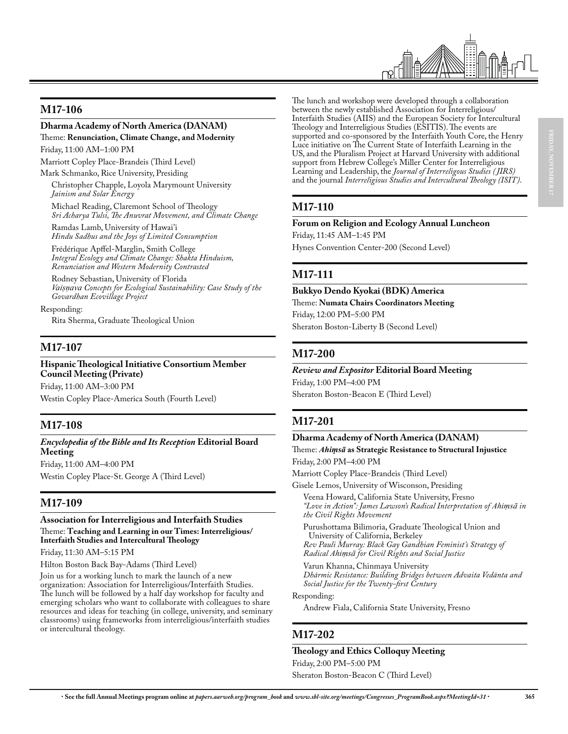## M17-106

**Dharma Academy of North America (DANAM)**

Theme: **Renunciation, Climate Change, and Modernity**

Friday, 11:00 AM–1:00 PM

Marriott Copley Place-Brandeis (Third Level)

Mark Schmanko, Rice University, Presiding

Christopher Chapple, Loyola Marymount University
*Jainism and Solar Energy*

Michael Reading, Claremont School of Theology
*Sri Acharya Tulsi, The Anuvrat Movement, and Climate Change*

Ramdas Lamb, University of Hawai'i
*Hindu Sadhus and the Joys of Limited Consumption*

Frédérique Apffel-Marglin, Smith College
*Integral Ecology and Climate Change: Shakta Hinduism, Renunciation and Western Modernity Contrasted*

Rodney Sebastian, University of Florida
*Vaiṣṇava Concepts for Ecological Sustainability: Case Study of the Govardhan Ecovillage Project*

Responding:

Rita Sherma, Graduate Theological Union

## M17-107

**Hispanic Theological Initiative Consortium Member Council Meeting (Private)**

Friday, 11:00 AM–3:00 PM

Westin Copley Place-America South (Fourth Level)

## M17-108

***Encyclopedia of the Bible and Its Reception* Editorial Board Meeting**

Friday, 11:00 AM–4:00 PM

Westin Copley Place-St. George A (Third Level)

## M17-109

**Association for Interreligious and Interfaith Studies**

Theme: **Teaching and Learning in our Times: Interreligious/Interfaith Studies and Intercultural Theology**

Friday, 11:30 AM–5:15 PM

Hilton Boston Back Bay-Adams (Third Level)

Join us for a working lunch to mark the launch of a new organization: Association for Interreligious/Interfaith Studies. The lunch will be followed by a half day workshop for faculty and emerging scholars who want to collaborate with colleagues to share resources and ideas for teaching (in college, university, and seminary classrooms) using frameworks from interreligious/interfaith studies or intercultural theology.

The lunch and workshop were developed through a collaboration between the newly established Association for Interreligious/Interfaith Studies (AIIS) and the European Society for Intercultural Theology and Interreligious Studies (ESITIS). The events are supported and co-sponsored by the Interfaith Youth Core, the Henry Luce initiative on The Current State of Interfaith Learning in the US, and the Pluralism Project at Harvard University with additional support from Hebrew College's Miller Center for Interreligious Learning and Leadership, the *Journal of Interreligous Studies (JIRS)* and the journal *Interreligious Studies and Intercultural Theology (ISIT)*.

## M17-110

**Forum on Religion and Ecology Annual Luncheon**

Friday, 11:45 AM–1:45 PM

Hynes Convention Center-200 (Second Level)

## M17-111

**Bukkyo Dendo Kyokai (BDK) America**

Theme: **Numata Chairs Coordinators Meeting**

Friday, 12:00 PM–5:00 PM

Sheraton Boston-Liberty B (Second Level)

## M17-200

***Review and Expositor* Editorial Board Meeting**

Friday, 1:00 PM–4:00 PM

Sheraton Boston-Beacon E (Third Level)

## M17-201

**Dharma Academy of North America (DANAM)**

Theme: ***Ahiṃsā* as Strategic Resistance to Structural Injustice**

Friday, 2:00 PM–4:00 PM

Marriott Copley Place-Brandeis (Third Level)

Gisele Lemos, University of Wisconson, Presiding

Veena Howard, California State University, Fresno
*"Love in Action": James Lawson's Radical Interpretation of Ahiṃsā in the Civil Rights Movement*

Purushottama Bilimoria, Graduate Theological Union and University of California, Berkeley
*Rev Pauli Murray: Black Gay Gandhian Feminist's Strategy of Radical Ahiṃsā for Civil Rights and Social Justice*

Varun Khanna, Chinmaya University
*Dhārmic Resistance: Building Bridges between Advaita Vedānta and Social Justice for the Twenty-first Century*

Responding:

Andrew Fiala, California State University, Fresno

## M17-202

**Theology and Ethics Colloquy Meeting**

Friday, 2:00 PM–5:00 PM

Sheraton Boston-Beacon C (Third Level)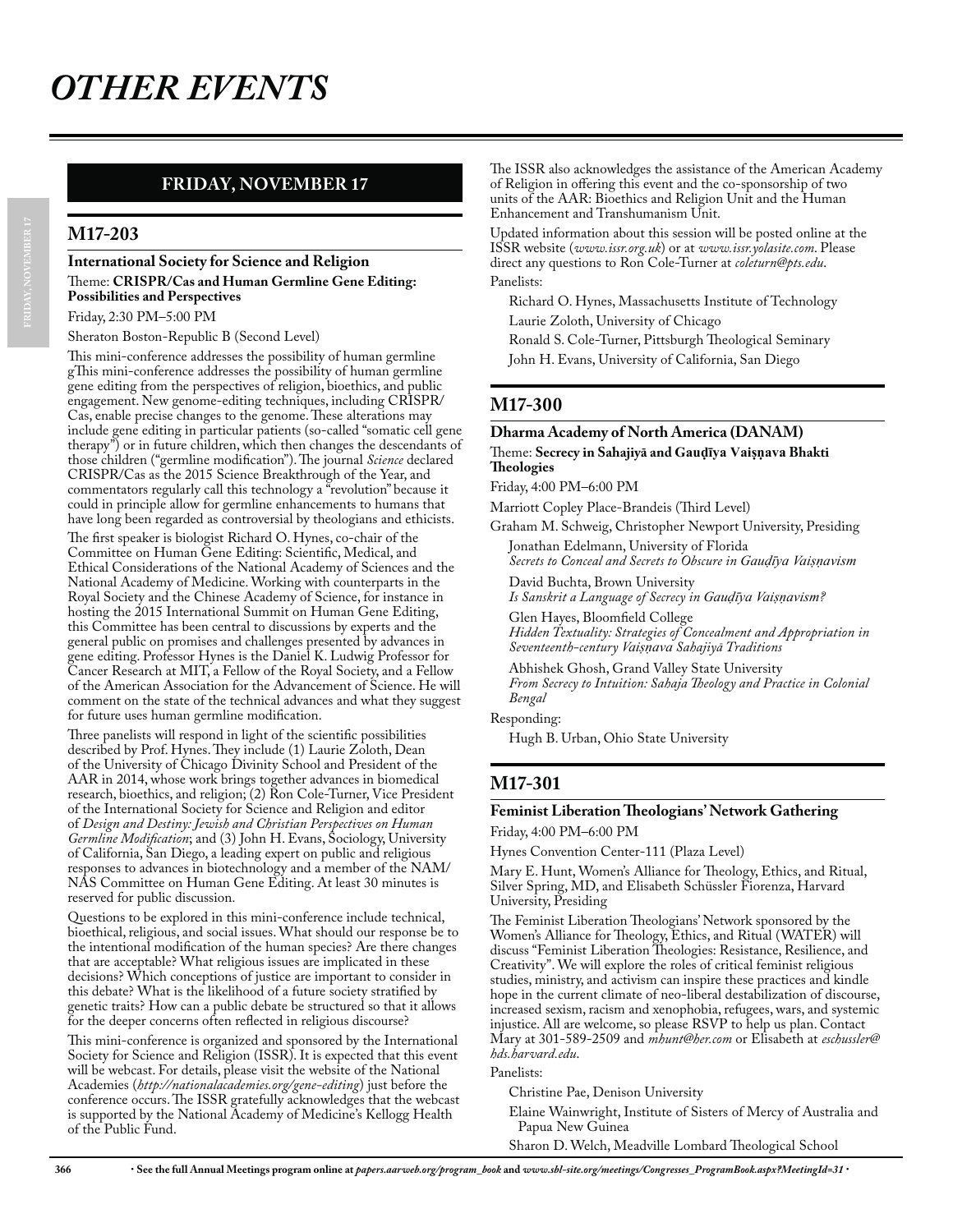# OTHER EVENTS

## FRIDAY, NOVEMBER 17

### M17-203

**International Society for Science and Religion**

Theme: **CRISPR/Cas and Human Germline Gene Editing: Possibilities and Perspectives**

Friday, 2:30 PM–5:00 PM

Sheraton Boston-Republic B (Second Level)

This mini-conference addresses the possibility of human germline gThis mini-conference addresses the possibility of human germline gene editing from the perspectives of religion, bioethics, and public engagement. New genome-editing techniques, including CRISPR/Cas, enable precise changes to the genome. These alterations may include gene editing in particular patients (so-called "somatic cell gene therapy") or in future children, which then changes the descendants of those children ("germline modification"). The journal *Science* declared CRISPR/Cas as the 2015 Science Breakthrough of the Year, and commentators regularly call this technology a "revolution" because it could in principle allow for germline enhancements to humans that have long been regarded as controversial by theologians and ethicists.

The first speaker is biologist Richard O. Hynes, co-chair of the Committee on Human Gene Editing: Scientific, Medical, and Ethical Considerations of the National Academy of Sciences and the National Academy of Medicine. Working with counterparts in the Royal Society and the Chinese Academy of Science, for instance in hosting the 2015 International Summit on Human Gene Editing, this Committee has been central to discussions by experts and the general public on promises and challenges presented by advances in gene editing. Professor Hynes is the Daniel K. Ludwig Professor for Cancer Research at MIT, a Fellow of the Royal Society, and a Fellow of the American Association for the Advancement of Science. He will comment on the state of the technical advances and what they suggest for future uses human germline modification.

Three panelists will respond in light of the scientific possibilities described by Prof. Hynes. They include (1) Laurie Zoloth, Dean of the University of Chicago Divinity School and President of the AAR in 2014, whose work brings together advances in biomedical research, bioethics, and religion; (2) Ron Cole-Turner, Vice President of the International Society for Science and Religion and editor of *Design and Destiny: Jewish and Christian Perspectives on Human Germline Modification*; and (3) John H. Evans, Sociology, University of California, San Diego, a leading expert on public and religious responses to advances in biotechnology and a member of the NAM/NAS Committee on Human Gene Editing. At least 30 minutes is reserved for public discussion.

Questions to be explored in this mini-conference include technical, bioethical, religious, and social issues. What should our response be to the intentional modification of the human species? Are there changes that are acceptable? What religious issues are implicated in these decisions? Which conceptions of justice are important to consider in this debate? What is the likelihood of a future society stratified by genetic traits? How can a public debate be structured so that it allows for the deeper concerns often reflected in religious discourse?

This mini-conference is organized and sponsored by the International Society for Science and Religion (ISSR). It is expected that this event will be webcast. For details, please visit the website of the National Academies (*http://nationalacademies.org/gene-editing*) just before the conference occurs. The ISSR gratefully acknowledges that the webcast is supported by the National Academy of Medicine's Kellogg Health of the Public Fund.

The ISSR also acknowledges the assistance of the American Academy of Religion in offering this event and the co-sponsorship of two units of the AAR: Bioethics and Religion Unit and the Human Enhancement and Transhumanism Unit.

Updated information about this session will be posted online at the ISSR website (*www.issr.org.uk*) or at *www.issr.yolasite.com*. Please direct any questions to Ron Cole-Turner at *coleturn@pts.edu*.

Panelists:

Richard O. Hynes, Massachusetts Institute of Technology

Laurie Zoloth, University of Chicago

Ronald S. Cole-Turner, Pittsburgh Theological Seminary

John H. Evans, University of California, San Diego

### M17-300

**Dharma Academy of North America (DANAM)**

Theme: **Secrecy in Sahajiyā and Gauḍīya Vaiṣṇava Bhakti Theologies**

Friday, 4:00 PM–6:00 PM

Marriott Copley Place-Brandeis (Third Level)

Graham M. Schweig, Christopher Newport University, Presiding

Jonathan Edelmann, University of Florida
*Secrets to Conceal and Secrets to Obscure in Gauḍīya Vaiṣṇavism*

David Buchta, Brown University
*Is Sanskrit a Language of Secrecy in Gauḍīya Vaiṣṇavism?*

Glen Hayes, Bloomfield College
*Hidden Textuality: Strategies of Concealment and Appropriation in Seventeenth-century Vaiṣṇava Sahajiyā Traditions*

Abhishek Ghosh, Grand Valley State University
*From Secrecy to Intuition: Sahaja Theology and Practice in Colonial Bengal*

Responding:

Hugh B. Urban, Ohio State University

### M17-301

**Feminist Liberation Theologians' Network Gathering**

Friday, 4:00 PM–6:00 PM

Hynes Convention Center-111 (Plaza Level)

Mary E. Hunt, Women's Alliance for Theology, Ethics, and Ritual, Silver Spring, MD, and Elisabeth Schüssler Fiorenza, Harvard University, Presiding

The Feminist Liberation Theologians' Network sponsored by the Women's Alliance for Theology, Ethics, and Ritual (WATER) will discuss "Feminist Liberation Theologies: Resistance, Resilience, and Creativity". We will explore the roles of critical feminist religious studies, ministry, and activism can inspire these practices and kindle hope in the current climate of neo-liberal destabilization of discourse, increased sexism, racism and xenophobia, refugees, wars, and systemic injustice. All are welcome, so please RSVP to help us plan. Contact Mary at 301-589-2509 and *mhunt@her.com* or Elisabeth at *eschussler@hds.harvard.edu*.

Panelists:

Christine Pae, Denison University

Elaine Wainwright, Institute of Sisters of Mercy of Australia and Papua New Guinea

Sharon D. Welch, Meadville Lombard Theological School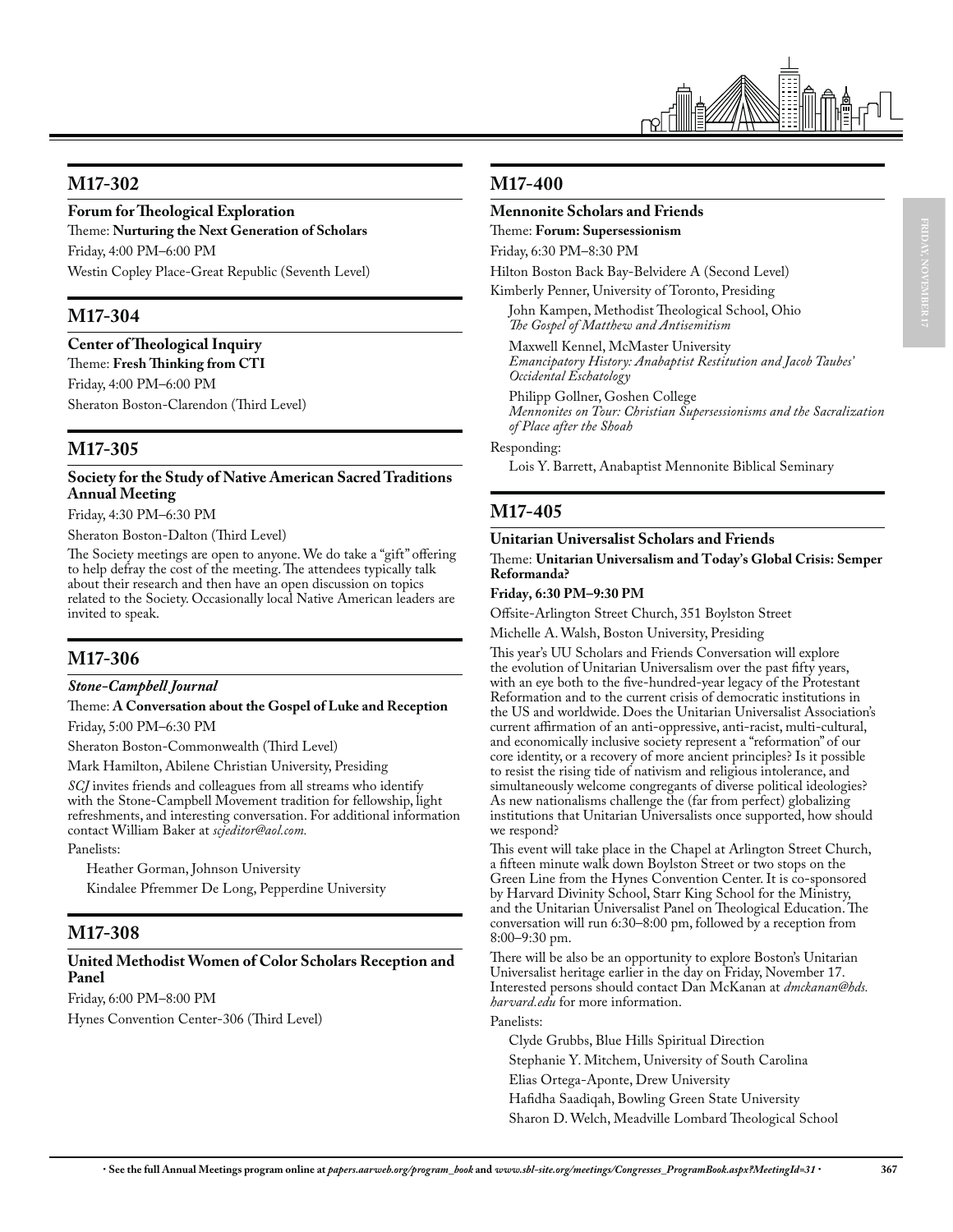## M17-302

**Forum for Theological Exploration**

Theme: **Nurturing the Next Generation of Scholars**

Friday, 4:00 PM–6:00 PM

Westin Copley Place-Great Republic (Seventh Level)

## M17-304

**Center of Theological Inquiry**

Theme: **Fresh Thinking from CTI**

Friday, 4:00 PM–6:00 PM

Sheraton Boston-Clarendon (Third Level)

## M17-305

**Society for the Study of Native American Sacred Traditions Annual Meeting**

Friday, 4:30 PM–6:30 PM

Sheraton Boston-Dalton (Third Level)

The Society meetings are open to anyone. We do take a "gift" offering to help defray the cost of the meeting. The attendees typically talk about their research and then have an open discussion on topics related to the Society. Occasionally local Native American leaders are invited to speak.

## M17-306

***Stone-Campbell Journal***

Theme: **A Conversation about the Gospel of Luke and Reception**

Friday, 5:00 PM–6:30 PM

Sheraton Boston-Commonwealth (Third Level)

Mark Hamilton, Abilene Christian University, Presiding

*SCJ* invites friends and colleagues from all streams who identify with the Stone-Campbell Movement tradition for fellowship, light refreshments, and interesting conversation. For additional information contact William Baker at *scjeditor@aol.com.*

Panelists:

Heather Gorman, Johnson University

Kindalee Pfremmer De Long, Pepperdine University

## M17-308

**United Methodist Women of Color Scholars Reception and Panel**

Friday, 6:00 PM–8:00 PM

Hynes Convention Center-306 (Third Level)

## M17-400

**Mennonite Scholars and Friends**

Theme: **Forum: Supersessionism**

Friday, 6:30 PM–8:30 PM

Hilton Boston Back Bay-Belvidere A (Second Level)

Kimberly Penner, University of Toronto, Presiding

John Kampen, Methodist Theological School, Ohio
*The Gospel of Matthew and Antisemitism*

Maxwell Kennel, McMaster University
*Emancipatory History: Anabaptist Restitution and Jacob Taubes' Occidental Eschatology*

Philipp Gollner, Goshen College
*Mennonites on Tour: Christian Supersessionisms and the Sacralization of Place after the Shoah*

Responding:

Lois Y. Barrett, Anabaptist Mennonite Biblical Seminary

## M17-405

**Unitarian Universalist Scholars and Friends**

Theme: **Unitarian Universalism and Today's Global Crisis: Semper Reformanda?**

**Friday, 6:30 PM–9:30 PM**

Offsite-Arlington Street Church, 351 Boylston Street

Michelle A. Walsh, Boston University, Presiding

This year's UU Scholars and Friends Conversation will explore the evolution of Unitarian Universalism over the past fifty years, with an eye both to the five-hundred-year legacy of the Protestant Reformation and to the current crisis of democratic institutions in the US and worldwide. Does the Unitarian Universalist Association's current affirmation of an anti-oppressive, anti-racist, multi-cultural, and economically inclusive society represent a "reformation" of our core identity, or a recovery of more ancient principles? Is it possible to resist the rising tide of nativism and religious intolerance, and simultaneously welcome congregants of diverse political ideologies? As new nationalisms challenge the (far from perfect) globalizing institutions that Unitarian Universalists once supported, how should we respond?

This event will take place in the Chapel at Arlington Street Church, a fifteen minute walk down Boylston Street or two stops on the Green Line from the Hynes Convention Center. It is co-sponsored by Harvard Divinity School, Starr King School for the Ministry, and the Unitarian Universalist Panel on Theological Education. The conversation will run 6:30–8:00 pm, followed by a reception from 8:00–9:30 pm.

There will be also be an opportunity to explore Boston's Unitarian Universalist heritage earlier in the day on Friday, November 17. Interested persons should contact Dan McKanan at *dmckanan@hds.harvard.edu* for more information.

Panelists:

Clyde Grubbs, Blue Hills Spiritual Direction

Stephanie Y. Mitchem, University of South Carolina

Elias Ortega-Aponte, Drew University

Hafidha Saadiqah, Bowling Green State University

Sharon D. Welch, Meadville Lombard Theological School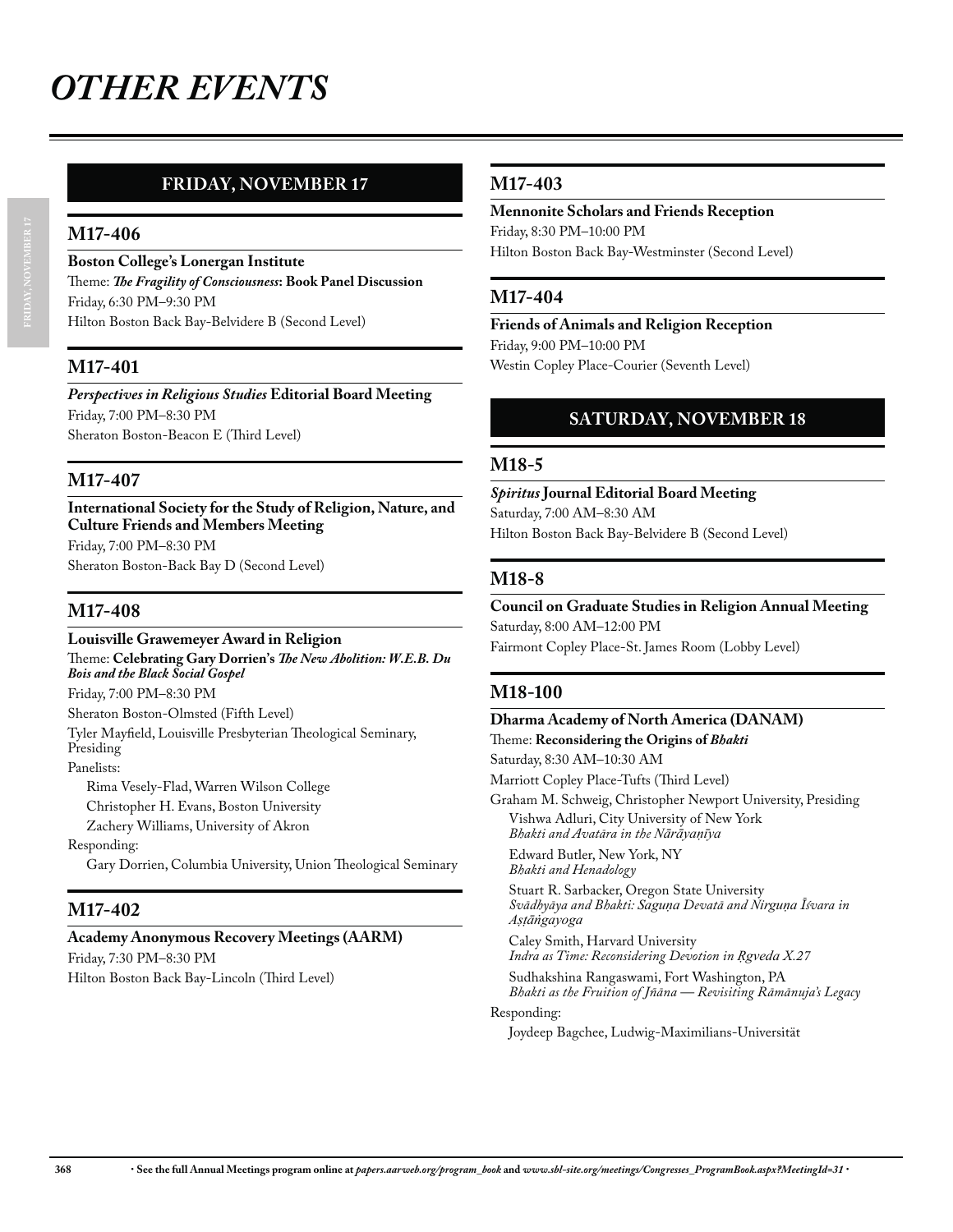# OTHER EVENTS

## FRIDAY, NOVEMBER 17

### M17-406

**Boston College's Lonergan Institute**

Theme: ***The Fragility of Consciousness*: Book Panel Discussion**

Friday, 6:30 PM–9:30 PM

Hilton Boston Back Bay-Belvidere B (Second Level)

### M17-401

***Perspectives in Religious Studies* Editorial Board Meeting**

Friday, 7:00 PM–8:30 PM

Sheraton Boston-Beacon E (Third Level)

### M17-407

**International Society for the Study of Religion, Nature, and Culture Friends and Members Meeting**

Friday, 7:00 PM–8:30 PM

Sheraton Boston-Back Bay D (Second Level)

### M17-408

**Louisville Grawemeyer Award in Religion**

Theme: **Celebrating Gary Dorrien's *The New Abolition: W.E.B. Du Bois and the Black Social Gospel***

Friday, 7:00 PM–8:30 PM

Sheraton Boston-Olmsted (Fifth Level)

Tyler Mayfield, Louisville Presbyterian Theological Seminary, Presiding

Panelists:

- Rima Vesely-Flad, Warren Wilson College
- Christopher H. Evans, Boston University
- Zachery Williams, University of Akron

Responding:

- Gary Dorrien, Columbia University, Union Theological Seminary

### M17-402

**Academy Anonymous Recovery Meetings (AARM)**

Friday, 7:30 PM–8:30 PM

Hilton Boston Back Bay-Lincoln (Third Level)

### M17-403

**Mennonite Scholars and Friends Reception**

Friday, 8:30 PM–10:00 PM

Hilton Boston Back Bay-Westminster (Second Level)

### M17-404

**Friends of Animals and Religion Reception**

Friday, 9:00 PM–10:00 PM

Westin Copley Place-Courier (Seventh Level)

## SATURDAY, NOVEMBER 18

### M18-5

***Spiritus* Journal Editorial Board Meeting**

Saturday, 7:00 AM–8:30 AM

Hilton Boston Back Bay-Belvidere B (Second Level)

### M18-8

**Council on Graduate Studies in Religion Annual Meeting**

Saturday, 8:00 AM–12:00 PM

Fairmont Copley Place-St. James Room (Lobby Level)

### M18-100

**Dharma Academy of North America (DANAM)**

Theme: **Reconsidering the Origins of *Bhakti***

Saturday, 8:30 AM–10:30 AM

Marriott Copley Place-Tufts (Third Level)

Graham M. Schweig, Christopher Newport University, Presiding

- Vishwa Adluri, City University of New York
  *Bhakti and Avatāra in the Nārāyaṇīya*
- Edward Butler, New York, NY
  *Bhakti and Henadology*
- Stuart R. Sarbacker, Oregon State University
  *Svādhyāya and Bhakti: Saguṇa Devatā and Nirguṇa Īśvara in Aṣṭāṅgayoga*
- Caley Smith, Harvard University
  *Indra as Time: Reconsidering Devotion in Ṛgveda X.27*
- Sudhakshina Rangaswami, Fort Washington, PA
  *Bhakti as the Fruition of Jñāna — Revisiting Rāmānuja's Legacy*

Responding:

- Joydeep Bagchee, Ludwig-Maximilians-Universität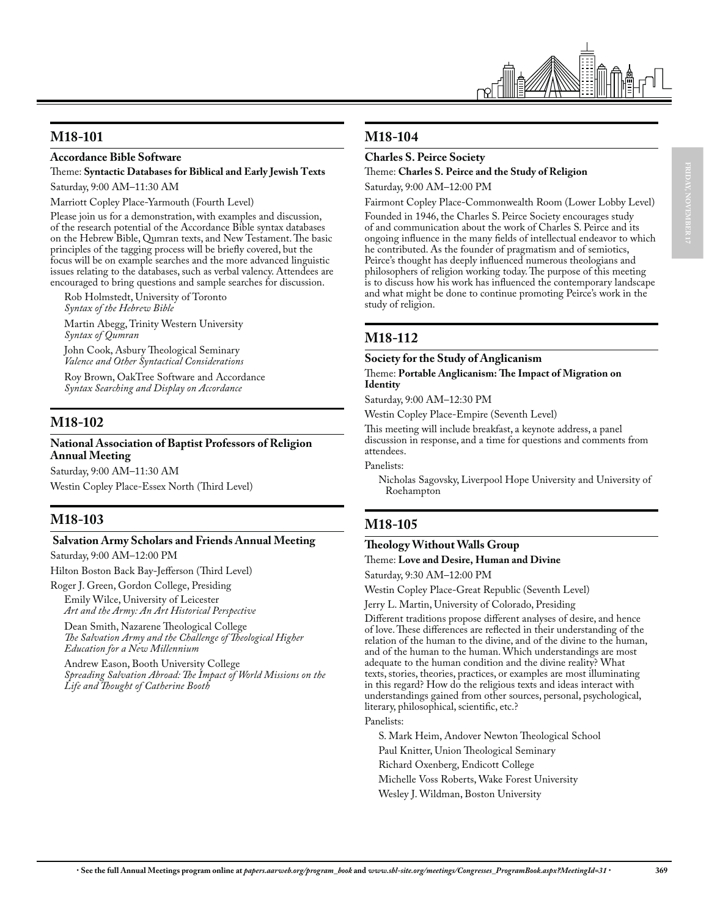## M18-101

**Accordance Bible Software**

Theme: **Syntactic Databases for Biblical and Early Jewish Texts**

Saturday, 9:00 AM–11:30 AM

Marriott Copley Place-Yarmouth (Fourth Level)

Please join us for a demonstration, with examples and discussion, of the research potential of the Accordance Bible syntax databases on the Hebrew Bible, Qumran texts, and New Testament. The basic principles of the tagging process will be briefly covered, but the focus will be on example searches and the more advanced linguistic issues relating to the databases, such as verbal valency. Attendees are encouraged to bring questions and sample searches for discussion.

Rob Holmstedt, University of Toronto
*Syntax of the Hebrew Bible*

Martin Abegg, Trinity Western University
*Syntax of Qumran*

John Cook, Asbury Theological Seminary
*Valence and Other Syntactical Considerations*

Roy Brown, OakTree Software and Accordance
*Syntax Searching and Display on Accordance*

## M18-102

**National Association of Baptist Professors of Religion Annual Meeting**

Saturday, 9:00 AM–11:30 AM

Westin Copley Place-Essex North (Third Level)

## M18-103

**Salvation Army Scholars and Friends Annual Meeting**

Saturday, 9:00 AM–12:00 PM

Hilton Boston Back Bay-Jefferson (Third Level)

Roger J. Green, Gordon College, Presiding

Emily Wilce, University of Leicester
*Art and the Army: An Art Historical Perspective*

Dean Smith, Nazarene Theological College
*The Salvation Army and the Challenge of Theological Higher Education for a New Millennium*

Andrew Eason, Booth University College
*Spreading Salvation Abroad: The Impact of World Missions on the Life and Thought of Catherine Booth*

## M18-104

**Charles S. Peirce Society**

Theme: **Charles S. Peirce and the Study of Religion**

Saturday, 9:00 AM–12:00 PM

Fairmont Copley Place-Commonwealth Room (Lower Lobby Level)

Founded in 1946, the Charles S. Peirce Society encourages study of and communication about the work of Charles S. Peirce and its ongoing influence in the many fields of intellectual endeavor to which he contributed. As the founder of pragmatism and of semiotics, Peirce's thought has deeply influenced numerous theologians and philosophers of religion working today. The purpose of this meeting is to discuss how his work has influenced the contemporary landscape and what might be done to continue promoting Peirce's work in the study of religion.

## M18-112

**Society for the Study of Anglicanism**

Theme: **Portable Anglicanism: The Impact of Migration on Identity**

Saturday, 9:00 AM–12:30 PM

Westin Copley Place-Empire (Seventh Level)

This meeting will include breakfast, a keynote address, a panel discussion in response, and a time for questions and comments from attendees.

Panelists:

Nicholas Sagovsky, Liverpool Hope University and University of Roehampton

## M18-105

**Theology Without Walls Group**

Theme: **Love and Desire, Human and Divine**

Saturday, 9:30 AM–12:00 PM

Westin Copley Place-Great Republic (Seventh Level)

Jerry L. Martin, University of Colorado, Presiding

Different traditions propose different analyses of desire, and hence of love. These differences are reflected in their understanding of the relation of the human to the divine, and of the divine to the human, and of the human to the human. Which understandings are most adequate to the human condition and the divine reality? What texts, stories, theories, practices, or examples are most illuminating in this regard? How do the religious texts and ideas interact with understandings gained from other sources, personal, psychological, literary, philosophical, scientific, etc.?

Panelists:

S. Mark Heim, Andover Newton Theological School

Paul Knitter, Union Theological Seminary

Richard Oxenberg, Endicott College

Michelle Voss Roberts, Wake Forest University

Wesley J. Wildman, Boston University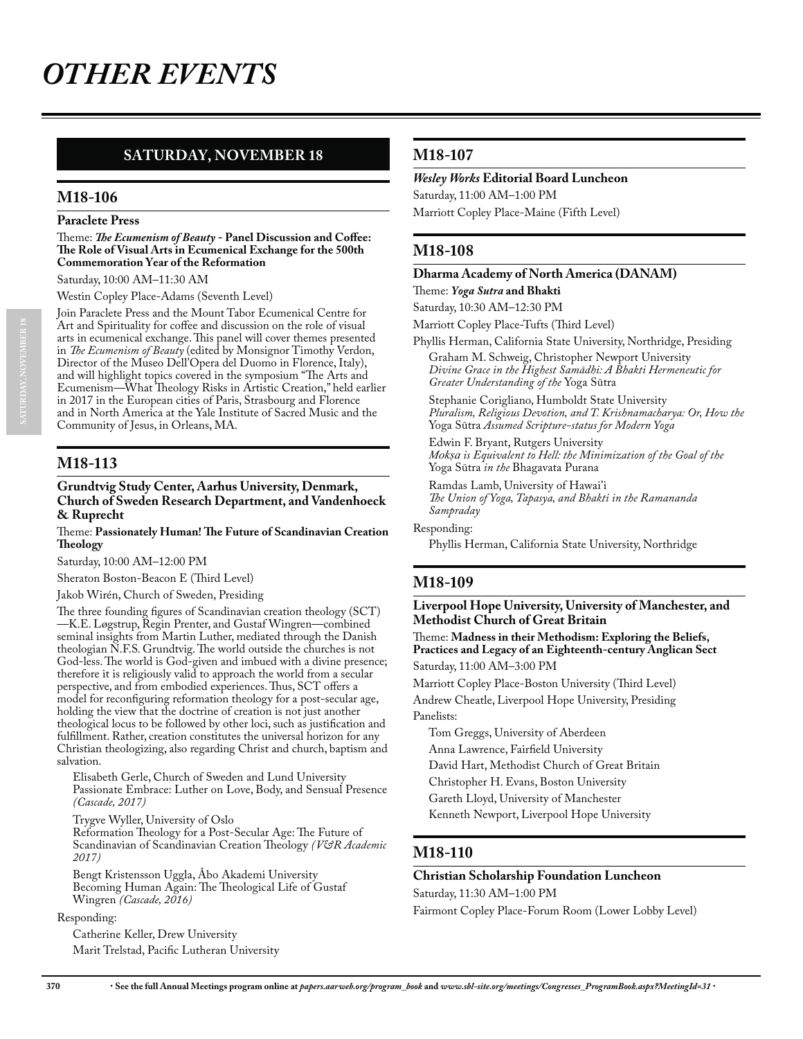# OTHER EVENTS

## SATURDAY, NOVEMBER 18

### M18-106

**Paraclete Press**

Theme: ***The Ecumenism of Beauty* - Panel Discussion and Coffee: The Role of Visual Arts in Ecumenical Exchange for the 500th Commemoration Year of the Reformation**

Saturday, 10:00 AM–11:30 AM

Westin Copley Place-Adams (Seventh Level)

Join Paraclete Press and the Mount Tabor Ecumenical Centre for Art and Spirituality for coffee and discussion on the role of visual arts in ecumenical exchange. This panel will cover themes presented in *The Ecumenism of Beauty* (edited by Monsignor Timothy Verdon, Director of the Museo Dell'Opera del Duomo in Florence, Italy), and will highlight topics covered in the symposium "The Arts and Ecumenism—What Theology Risks in Artistic Creation," held earlier in 2017 in the European cities of Paris, Strasbourg and Florence and in North America at the Yale Institute of Sacred Music and the Community of Jesus, in Orleans, MA.

### M18-113

**Grundtvig Study Center, Aarhus University, Denmark, Church of Sweden Research Department, and Vandenhoeck & Ruprecht**

Theme: **Passionately Human! The Future of Scandinavian Creation Theology**

Saturday, 10:00 AM–12:00 PM

Sheraton Boston-Beacon E (Third Level)

Jakob Wirén, Church of Sweden, Presiding

The three founding figures of Scandinavian creation theology (SCT) —K.E. Løgstrup, Regin Prenter, and Gustaf Wingren—combined seminal insights from Martin Luther, mediated through the Danish theologian N.F.S. Grundtvig. The world outside the churches is not God-less. The world is God-given and imbued with a divine presence; therefore it is religiously valid to approach the world from a secular perspective, and from embodied experiences. Thus, SCT offers a model for reconfiguring reformation theology for a post-secular age, holding the view that the doctrine of creation is not just another theological locus to be followed by other loci, such as justification and fulfillment. Rather, creation constitutes the universal horizon for any Christian theologizing, also regarding Christ and church, baptism and salvation.

Elisabeth Gerle, Church of Sweden and Lund University
Passionate Embrace: Luther on Love, Body, and Sensual Presence *(Cascade, 2017)*

Trygve Wyller, University of Oslo
Reformation Theology for a Post-Secular Age: The Future of Scandinavian of Scandinavian Creation Theology *(V&R Academic 2017)*

Bengt Kristensson Uggla, Åbo Akademi University
Becoming Human Again: The Theological Life of Gustaf Wingren *(Cascade, 2016)*

Responding:

Catherine Keller, Drew University
Marit Trelstad, Pacific Lutheran University

### M18-107

***Wesley Works* Editorial Board Luncheon**

Saturday, 11:00 AM–1:00 PM

Marriott Copley Place-Maine (Fifth Level)

### M18-108

**Dharma Academy of North America (DANAM)**

Theme: ***Yoga Sutra* and Bhakti**

Saturday, 10:30 AM–12:30 PM

Marriott Copley Place-Tufts (Third Level)

Phyllis Herman, California State University, Northridge, Presiding

Graham M. Schweig, Christopher Newport University
*Divine Grace in the Highest Samādhi: A Bhakti Hermeneutic for Greater Understanding of the* Yoga Sūtra

Stephanie Corigliano, Humboldt State University
*Pluralism, Religious Devotion, and T. Krishnamacharya: Or, How the* Yoga Sūtra *Assumed Scripture-status for Modern Yoga*

Edwin F. Bryant, Rutgers University
*Mokṣa is Equivalent to Hell: the Minimization of the Goal of the* Yoga Sūtra *in the* Bhagavata Purana

Ramdas Lamb, University of Hawai'i
*The Union of Yoga, Tapasya, and Bhakti in the Ramananda Sampraday*

Responding:

Phyllis Herman, California State University, Northridge

### M18-109

**Liverpool Hope University, University of Manchester, and Methodist Church of Great Britain**

Theme: **Madness in their Methodism: Exploring the Beliefs, Practices and Legacy of an Eighteenth-century Anglican Sect**

Saturday, 11:00 AM–3:00 PM

Marriott Copley Place-Boston University (Third Level)

Andrew Cheatle, Liverpool Hope University, Presiding

Panelists:

Tom Greggs, University of Aberdeen
Anna Lawrence, Fairfield University
David Hart, Methodist Church of Great Britain
Christopher H. Evans, Boston University
Gareth Lloyd, University of Manchester
Kenneth Newport, Liverpool Hope University

### M18-110

**Christian Scholarship Foundation Luncheon**

Saturday, 11:30 AM–1:00 PM

Fairmont Copley Place-Forum Room (Lower Lobby Level)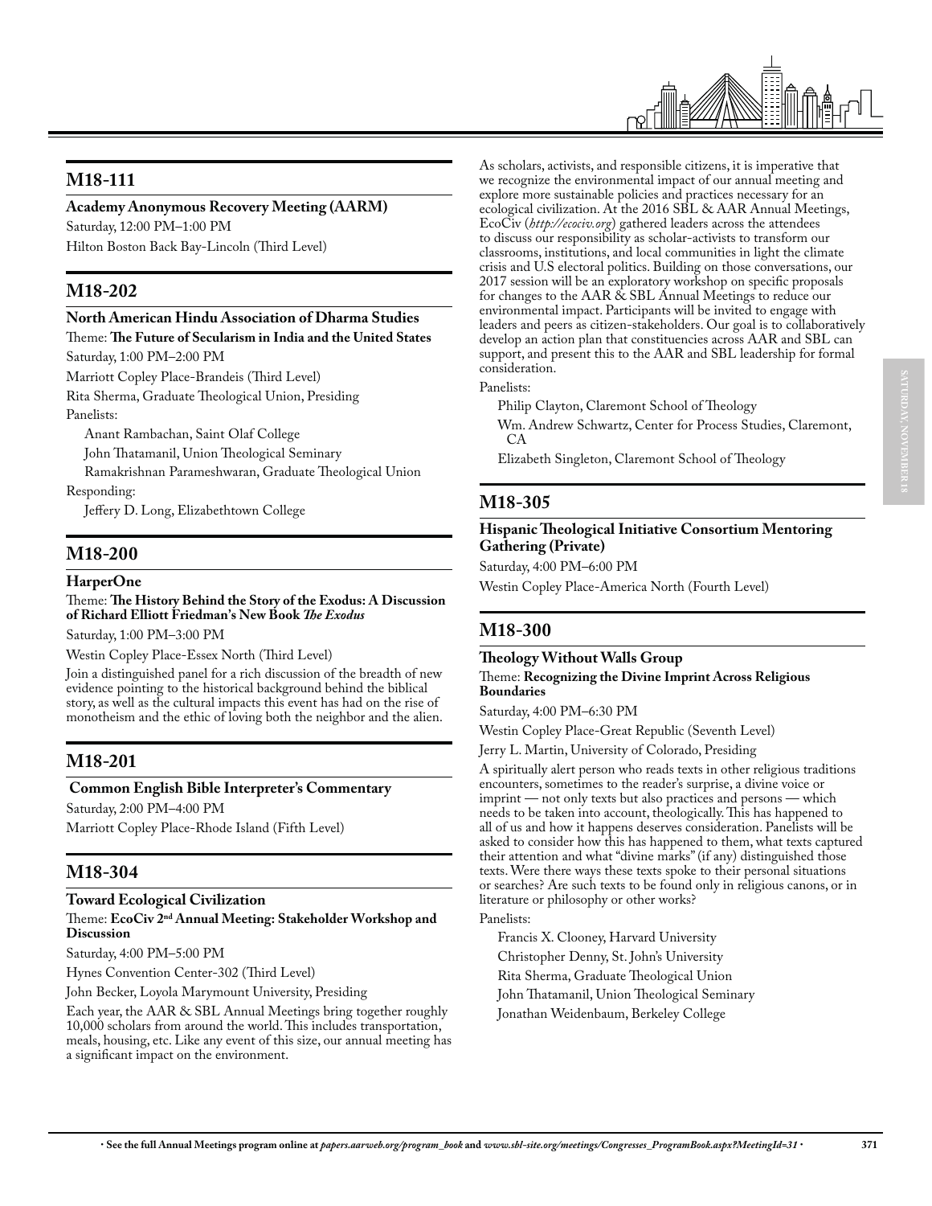## M18-111

**Academy Anonymous Recovery Meeting (AARM)**

Saturday, 12:00 PM–1:00 PM

Hilton Boston Back Bay-Lincoln (Third Level)

## M18-202

**North American Hindu Association of Dharma Studies**

Theme: **The Future of Secularism in India and the United States**

Saturday, 1:00 PM–2:00 PM

Marriott Copley Place-Brandeis (Third Level)

Rita Sherma, Graduate Theological Union, Presiding

Panelists:

Anant Rambachan, Saint Olaf College

John Thatamanil, Union Theological Seminary

Ramakrishnan Parameshwaran, Graduate Theological Union

Responding:

Jeffery D. Long, Elizabethtown College

## M18-200

**HarperOne**

Theme: **The History Behind the Story of the Exodus: A Discussion of Richard Elliott Friedman's New Book *The Exodus***

Saturday, 1:00 PM–3:00 PM

Westin Copley Place-Essex North (Third Level)

Join a distinguished panel for a rich discussion of the breadth of new evidence pointing to the historical background behind the biblical story, as well as the cultural impacts this event has had on the rise of monotheism and the ethic of loving both the neighbor and the alien.

## M18-201

**Common English Bible Interpreter's Commentary**

Saturday, 2:00 PM–4:00 PM

Marriott Copley Place-Rhode Island (Fifth Level)

## M18-304

**Toward Ecological Civilization**

Theme: **EcoCiv 2nd Annual Meeting: Stakeholder Workshop and Discussion**

Saturday, 4:00 PM–5:00 PM

Hynes Convention Center-302 (Third Level)

John Becker, Loyola Marymount University, Presiding

Each year, the AAR & SBL Annual Meetings bring together roughly 10,000 scholars from around the world. This includes transportation, meals, housing, etc. Like any event of this size, our annual meeting has a significant impact on the environment.

As scholars, activists, and responsible citizens, it is imperative that we recognize the environmental impact of our annual meeting and explore more sustainable policies and practices necessary for an ecological civilization. At the 2016 SBL & AAR Annual Meetings, EcoCiv (*http://ecociv.org*) gathered leaders across the attendees to discuss our responsibility as scholar-activists to transform our classrooms, institutions, and local communities in light the climate crisis and U.S electoral politics. Building on those conversations, our 2017 session will be an exploratory workshop on specific proposals for changes to the AAR & SBL Annual Meetings to reduce our environmental impact. Participants will be invited to engage with leaders and peers as citizen-stakeholders. Our goal is to collaboratively develop an action plan that constituencies across AAR and SBL can support, and present this to the AAR and SBL leadership for formal consideration.

Panelists:

Philip Clayton, Claremont School of Theology

Wm. Andrew Schwartz, Center for Process Studies, Claremont, CA

Elizabeth Singleton, Claremont School of Theology

## M18-305

**Hispanic Theological Initiative Consortium Mentoring Gathering (Private)**

Saturday, 4:00 PM–6:00 PM

Westin Copley Place-America North (Fourth Level)

## M18-300

**Theology Without Walls Group**

Theme: **Recognizing the Divine Imprint Across Religious Boundaries**

Saturday, 4:00 PM–6:30 PM

Westin Copley Place-Great Republic (Seventh Level)

Jerry L. Martin, University of Colorado, Presiding

A spiritually alert person who reads texts in other religious traditions encounters, sometimes to the reader's surprise, a divine voice or imprint — not only texts but also practices and persons — which needs to be taken into account, theologically. This has happened to all of us and how it happens deserves consideration. Panelists will be asked to consider how this has happened to them, what texts captured their attention and what "divine marks" (if any) distinguished those texts. Were there ways these texts spoke to their personal situations or searches? Are such texts to be found only in religious canons, or in literature or philosophy or other works?

Panelists:

Francis X. Clooney, Harvard University

Christopher Denny, St. John's University

Rita Sherma, Graduate Theological Union

John Thatamanil, Union Theological Seminary

Jonathan Weidenbaum, Berkeley College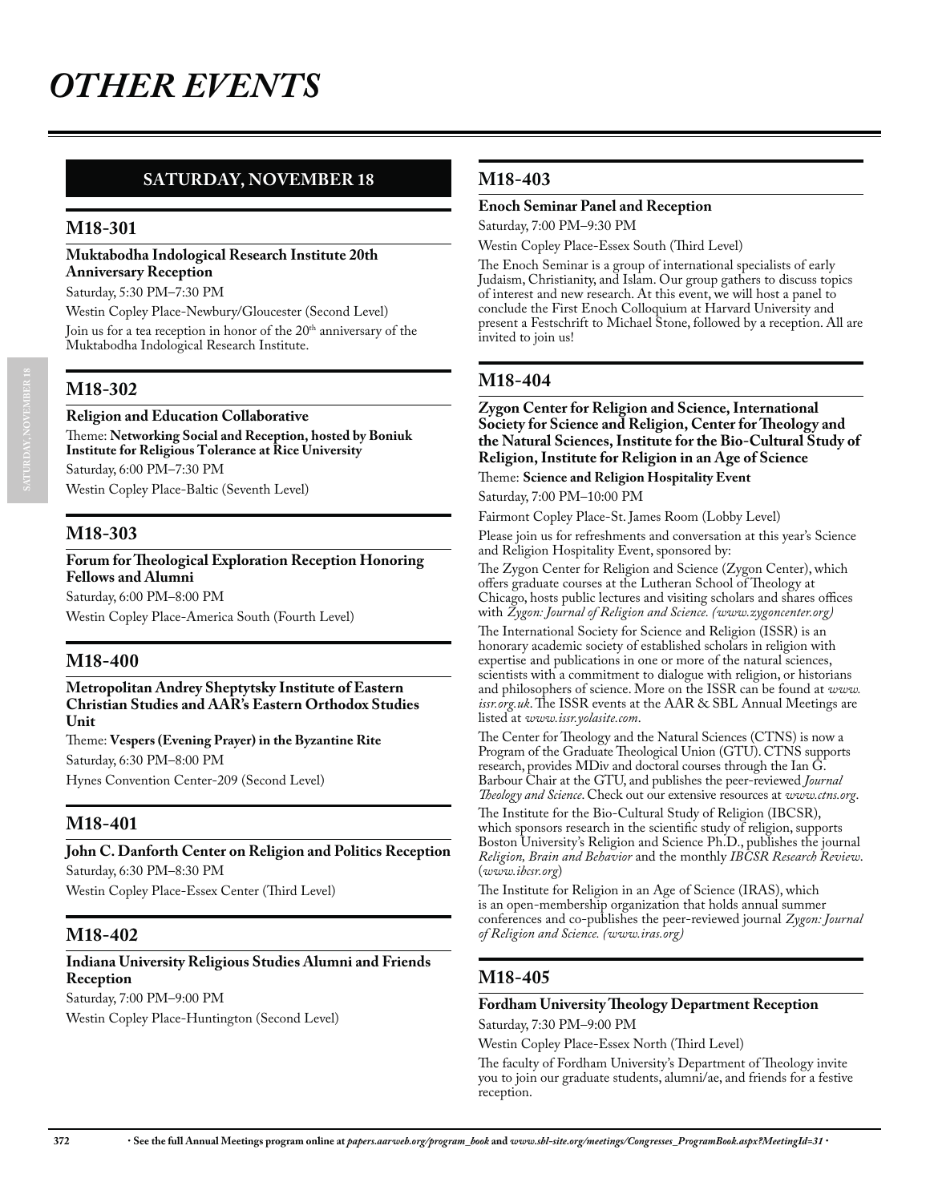# OTHER EVENTS

## SATURDAY, NOVEMBER 18

### M18-301

**Muktabodha Indological Research Institute 20th Anniversary Reception**

Saturday, 5:30 PM–7:30 PM

Westin Copley Place-Newbury/Gloucester (Second Level)

Join us for a tea reception in honor of the 20th anniversary of the Muktabodha Indological Research Institute.

### M18-302

**Religion and Education Collaborative**

Theme: **Networking Social and Reception, hosted by Boniuk Institute for Religious Tolerance at Rice University**

Saturday, 6:00 PM–7:30 PM

Westin Copley Place-Baltic (Seventh Level)

### M18-303

**Forum for Theological Exploration Reception Honoring Fellows and Alumni**

Saturday, 6:00 PM–8:00 PM

Westin Copley Place-America South (Fourth Level)

### M18-400

**Metropolitan Andrey Sheptytsky Institute of Eastern Christian Studies and AAR's Eastern Orthodox Studies Unit**

Theme: **Vespers (Evening Prayer) in the Byzantine Rite**

Saturday, 6:30 PM–8:00 PM

Hynes Convention Center-209 (Second Level)

### M18-401

**John C. Danforth Center on Religion and Politics Reception**

Saturday, 6:30 PM–8:30 PM

Westin Copley Place-Essex Center (Third Level)

### M18-402

**Indiana University Religious Studies Alumni and Friends Reception**

Saturday, 7:00 PM–9:00 PM

Westin Copley Place-Huntington (Second Level)

### M18-403

**Enoch Seminar Panel and Reception**

Saturday, 7:00 PM–9:30 PM

Westin Copley Place-Essex South (Third Level)

The Enoch Seminar is a group of international specialists of early Judaism, Christianity, and Islam. Our group gathers to discuss topics of interest and new research. At this event, we will host a panel to conclude the First Enoch Colloquium at Harvard University and present a Festschrift to Michael Stone, followed by a reception. All are invited to join us!

### M18-404

**Zygon Center for Religion and Science, International Society for Science and Religion, Center for Theology and the Natural Sciences, Institute for the Bio-Cultural Study of Religion, Institute for Religion in an Age of Science**

Theme: **Science and Religion Hospitality Event**

Saturday, 7:00 PM–10:00 PM

Fairmont Copley Place-St. James Room (Lobby Level)

Please join us for refreshments and conversation at this year's Science and Religion Hospitality Event, sponsored by:

The Zygon Center for Religion and Science (Zygon Center), which offers graduate courses at the Lutheran School of Theology at Chicago, hosts public lectures and visiting scholars and shares offices with *Zygon: Journal of Religion and Science. (www.zygoncenter.org)*

The International Society for Science and Religion (ISSR) is an honorary academic society of established scholars in religion with expertise and publications in one or more of the natural sciences, scientists with a commitment to dialogue with religion, or historians and philosophers of science. More on the ISSR can be found at *www.issr.org.uk*. The ISSR events at the AAR & SBL Annual Meetings are listed at *www.issr.yolasite.com*.

The Center for Theology and the Natural Sciences (CTNS) is now a Program of the Graduate Theological Union (GTU). CTNS supports research, provides MDiv and doctoral courses through the Ian G. Barbour Chair at the GTU, and publishes the peer-reviewed *Journal Theology and Science*. Check out our extensive resources at *www.ctns.org*.

The Institute for the Bio-Cultural Study of Religion (IBCSR), which sponsors research in the scientific study of religion, supports Boston University's Religion and Science Ph.D., publishes the journal *Religion, Brain and Behavior* and the monthly *IBCSR Research Review*. (*www.ibcsr.org*)

The Institute for Religion in an Age of Science (IRAS), which is an open-membership organization that holds annual summer conferences and co-publishes the peer-reviewed journal *Zygon: Journal of Religion and Science. (www.iras.org)*

### M18-405

**Fordham University Theology Department Reception**

Saturday, 7:30 PM–9:00 PM

Westin Copley Place-Essex North (Third Level)

The faculty of Fordham University's Department of Theology invite you to join our graduate students, alumni/ae, and friends for a festive reception.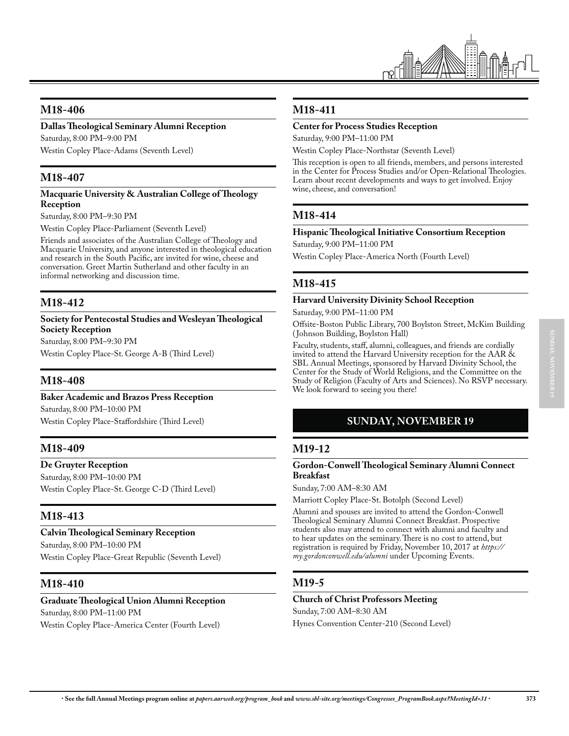## M18-406

**Dallas Theological Seminary Alumni Reception**

Saturday, 8:00 PM–9:00 PM

Westin Copley Place-Adams (Seventh Level)

## M18-407

**Macquarie University & Australian College of Theology Reception**

Saturday, 8:00 PM–9:30 PM

Westin Copley Place-Parliament (Seventh Level)

Friends and associates of the Australian College of Theology and Macquarie University, and anyone interested in theological education and research in the South Pacific, are invited for wine, cheese and conversation. Greet Martin Sutherland and other faculty in an informal networking and discussion time.

## M18-412

**Society for Pentecostal Studies and Wesleyan Theological Society Reception**

Saturday, 8:00 PM–9:30 PM

Westin Copley Place-St. George A-B (Third Level)

## M18-408

**Baker Academic and Brazos Press Reception**

Saturday, 8:00 PM–10:00 PM

Westin Copley Place-Staffordshire (Third Level)

## M18-409

**De Gruyter Reception**

Saturday, 8:00 PM–10:00 PM

Westin Copley Place-St. George C-D (Third Level)

## M18-413

**Calvin Theological Seminary Reception**

Saturday, 8:00 PM–10:00 PM

Westin Copley Place-Great Republic (Seventh Level)

## M18-410

**Graduate Theological Union Alumni Reception**

Saturday, 8:00 PM–11:00 PM

Westin Copley Place-America Center (Fourth Level)

## M18-411

**Center for Process Studies Reception**

Saturday, 9:00 PM–11:00 PM

Westin Copley Place-Northstar (Seventh Level)

This reception is open to all friends, members, and persons interested in the Center for Process Studies and/or Open-Relational Theologies. Learn about recent developments and ways to get involved. Enjoy wine, cheese, and conversation!

## M18-414

**Hispanic Theological Initiative Consortium Reception**

Saturday, 9:00 PM–11:00 PM

Westin Copley Place-America North (Fourth Level)

## M18-415

**Harvard University Divinity School Reception**

Saturday, 9:00 PM–11:00 PM

Offsite-Boston Public Library, 700 Boylston Street, McKim Building (Johnson Building, Boylston Hall)

Faculty, students, staff, alumni, colleagues, and friends are cordially invited to attend the Harvard University reception for the AAR & SBL Annual Meetings, sponsored by Harvard Divinity School, the Center for the Study of World Religions, and the Committee on the Study of Religion (Faculty of Arts and Sciences). No RSVP necessary. We look forward to seeing you there!

# SUNDAY, NOVEMBER 19

## M19-12

**Gordon-Conwell Theological Seminary Alumni Connect Breakfast**

Sunday, 7:00 AM–8:30 AM

Marriott Copley Place-St. Botolph (Second Level)

Alumni and spouses are invited to attend the Gordon-Conwell Theological Seminary Alumni Connect Breakfast. Prospective students also may attend to connect with alumni and faculty and to hear updates on the seminary. There is no cost to attend, but registration is required by Friday, November 10, 2017 at *https://my.gordonconwell.edu/alumni* under Upcoming Events.

## M19-5

**Church of Christ Professors Meeting**

Sunday, 7:00 AM–8:30 AM

Hynes Convention Center-210 (Second Level)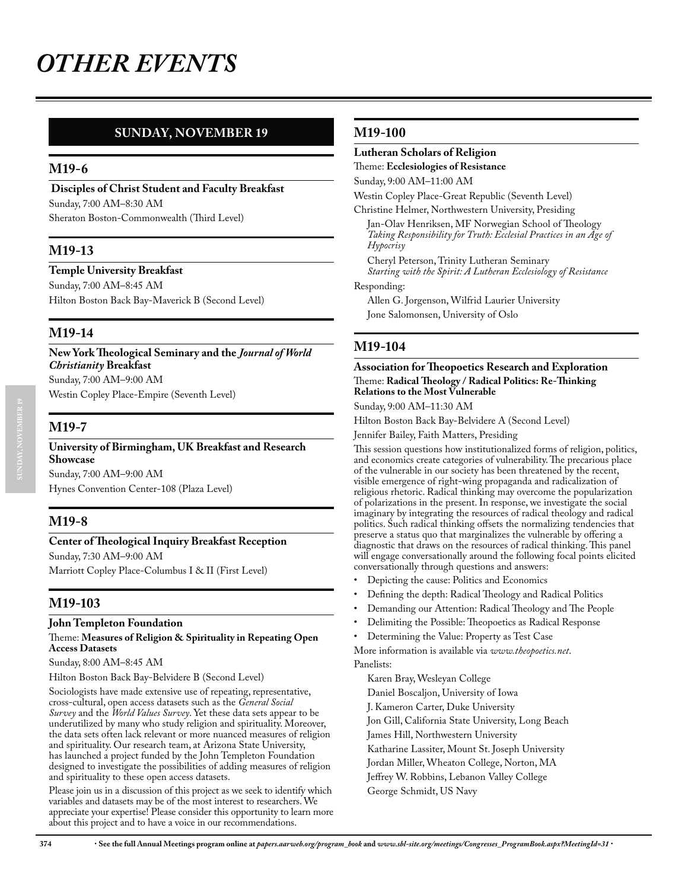# OTHER EVENTS

## SUNDAY, NOVEMBER 19

### M19-6

**Disciples of Christ Student and Faculty Breakfast**

Sunday, 7:00 AM–8:30 AM

Sheraton Boston-Commonwealth (Third Level)

### M19-13

**Temple University Breakfast**

Sunday, 7:00 AM–8:45 AM

Hilton Boston Back Bay-Maverick B (Second Level)

### M19-14

**New York Theological Seminary and the *Journal of World Christianity* Breakfast**

Sunday, 7:00 AM–9:00 AM

Westin Copley Place-Empire (Seventh Level)

### M19-7

**University of Birmingham, UK Breakfast and Research Showcase**

Sunday, 7:00 AM–9:00 AM

Hynes Convention Center-108 (Plaza Level)

### M19-8

**Center of Theological Inquiry Breakfast Reception**

Sunday, 7:30 AM–9:00 AM

Marriott Copley Place-Columbus I & II (First Level)

### M19-103

**John Templeton Foundation**

Theme: **Measures of Religion & Spirituality in Repeating Open Access Datasets**

Sunday, 8:00 AM–8:45 AM

Hilton Boston Back Bay-Belvidere B (Second Level)

Sociologists have made extensive use of repeating, representative, cross-cultural, open access datasets such as the *General Social Survey* and the *World Values Survey*. Yet these data sets appear to be underutilized by many who study religion and spirituality. Moreover, the data sets often lack relevant or more nuanced measures of religion and spirituality. Our research team, at Arizona State University, has launched a project funded by the John Templeton Foundation designed to investigate the possibilities of adding measures of religion and spirituality to these open access datasets.

Please join us in a discussion of this project as we seek to identify which variables and datasets may be of the most interest to researchers. We appreciate your expertise! Please consider this opportunity to learn more about this project and to have a voice in our recommendations.

### M19-100

**Lutheran Scholars of Religion**

Theme: **Ecclesiologies of Resistance**

Sunday, 9:00 AM–11:00 AM

Westin Copley Place-Great Republic (Seventh Level)

Christine Helmer, Northwestern University, Presiding

Jan-Olav Henriksen, MF Norwegian School of Theology
*Taking Responsibility for Truth: Ecclesial Practices in an Age of Hypocrisy*

Cheryl Peterson, Trinity Lutheran Seminary
*Starting with the Spirit: A Lutheran Ecclesiology of Resistance*

Responding:

Allen G. Jorgenson, Wilfrid Laurier University

Jone Salomonsen, University of Oslo

### M19-104

**Association for Theopoetics Research and Exploration**

Theme: **Radical Theology / Radical Politics: Re-Thinking Relations to the Most Vulnerable**

Sunday, 9:00 AM–11:30 AM

Hilton Boston Back Bay-Belvidere A (Second Level)

Jennifer Bailey, Faith Matters, Presiding

This session questions how institutionalized forms of religion, politics, and economics create categories of vulnerability. The precarious place of the vulnerable in our society has been threatened by the recent, visible emergence of right-wing propaganda and radicalization of religious rhetoric. Radical thinking may overcome the popularization of polarizations in the present. In response, we investigate the social imaginary by integrating the resources of radical theology and radical politics. Such radical thinking offsets the normalizing tendencies that preserve a status quo that marginalizes the vulnerable by offering a diagnostic that draws on the resources of radical thinking. This panel will engage conversationally around the following focal points elicited conversationally through questions and answers:

- Depicting the cause: Politics and Economics
- Defining the depth: Radical Theology and Radical Politics
- Demanding our Attention: Radical Theology and The People
- Delimiting the Possible: Theopoetics as Radical Response
- Determining the Value: Property as Test Case

More information is available via *www.theopoetics.net*.

Panelists:

Karen Bray, Wesleyan College

Daniel Boscaljon, University of Iowa

J. Kameron Carter, Duke University

Jon Gill, California State University, Long Beach

James Hill, Northwestern University

Katharine Lassiter, Mount St. Joseph University

Jordan Miller, Wheaton College, Norton, MA

Jeffrey W. Robbins, Lebanon Valley College

George Schmidt, US Navy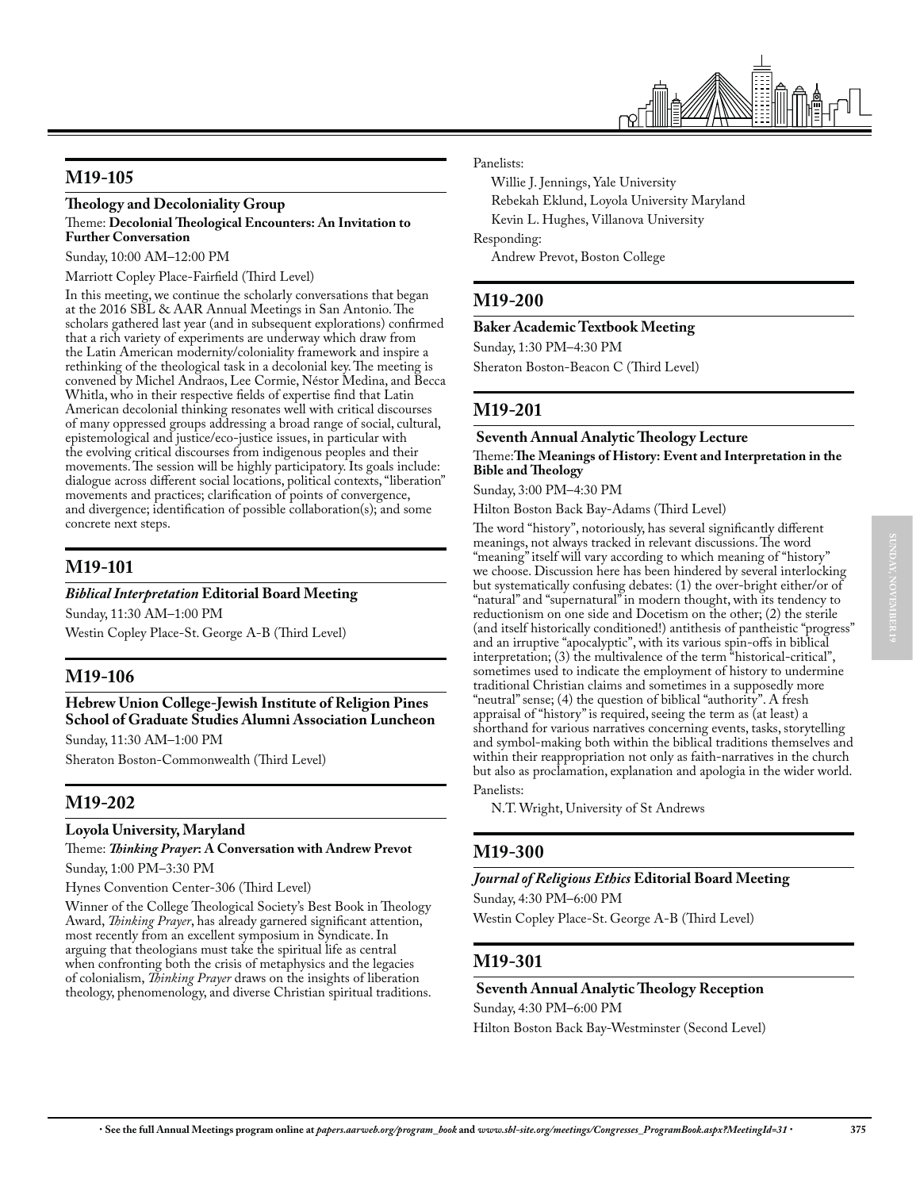## M19-105

### Theology and Decoloniality Group

Theme: **Decolonial Theological Encounters: An Invitation to Further Conversation**

Sunday, 10:00 AM–12:00 PM

Marriott Copley Place-Fairfield (Third Level)

In this meeting, we continue the scholarly conversations that began at the 2016 SBL & AAR Annual Meetings in San Antonio. The scholars gathered last year (and in subsequent explorations) confirmed that a rich variety of experiments are underway which draw from the Latin American modernity/coloniality framework and inspire a rethinking of the theological task in a decolonial key. The meeting is convened by Michel Andraos, Lee Cormie, Néstor Medina, and Becca Whitla, who in their respective fields of expertise find that Latin American decolonial thinking resonates well with critical discourses of many oppressed groups addressing a broad range of social, cultural, epistemological and justice/eco-justice issues, in particular with the evolving critical discourses from indigenous peoples and their movements. The session will be highly participatory. Its goals include: dialogue across different social locations, political contexts, "liberation" movements and practices; clarification of points of convergence, and divergence; identification of possible collaboration(s); and some concrete next steps.

## M19-101

### *Biblical Interpretation* Editorial Board Meeting

Sunday, 11:30 AM–1:00 PM

Westin Copley Place-St. George A-B (Third Level)

## M19-106

### Hebrew Union College-Jewish Institute of Religion Pines School of Graduate Studies Alumni Association Luncheon

Sunday, 11:30 AM–1:00 PM

Sheraton Boston-Commonwealth (Third Level)

## M19-202

### Loyola University, Maryland

Theme: ***Thinking Prayer*: A Conversation with Andrew Prevot**

Sunday, 1:00 PM–3:30 PM

Hynes Convention Center-306 (Third Level)

Winner of the College Theological Society's Best Book in Theology Award, *Thinking Prayer*, has already garnered significant attention, most recently from an excellent symposium in Syndicate. In arguing that theologians must take the spiritual life as central when confronting both the crisis of metaphysics and the legacies of colonialism, *Thinking Prayer* draws on the insights of liberation theology, phenomenology, and diverse Christian spiritual traditions.

Panelists:

Willie J. Jennings, Yale University

Rebekah Eklund, Loyola University Maryland

Kevin L. Hughes, Villanova University

Responding:

Andrew Prevot, Boston College

## M19-200

### Baker Academic Textbook Meeting

Sunday, 1:30 PM–4:30 PM

Sheraton Boston-Beacon C (Third Level)

## M19-201

### Seventh Annual Analytic Theology Lecture

Theme: **The Meanings of History: Event and Interpretation in the Bible and Theology**

Sunday, 3:00 PM–4:30 PM

Hilton Boston Back Bay-Adams (Third Level)

The word "history", notoriously, has several significantly different meanings, not always tracked in relevant discussions. The word "meaning" itself will vary according to which meaning of "history" we choose. Discussion here has been hindered by several interlocking but systematically confusing debates: (1) the over-bright either/or of "natural" and "supernatural" in modern thought, with its tendency to reductionism on one side and Docetism on the other; (2) the sterile (and itself historically conditioned!) antithesis of pantheistic "progress" and an irruptive "apocalyptic", with its various spin-offs in biblical interpretation; (3) the multivalence of the term "historical-critical", sometimes used to indicate the employment of history to undermine traditional Christian claims and sometimes in a supposedly more "neutral" sense; (4) the question of biblical "authority". A fresh appraisal of "history" is required, seeing the term as (at least) a shorthand for various narratives concerning events, tasks, storytelling and symbol-making both within the biblical traditions themselves and within their reappropriation not only as faith-narratives in the church but also as proclamation, explanation and apologia in the wider world.

Panelists:

N.T. Wright, University of St Andrews

## M19-300

### *Journal of Religious Ethics* Editorial Board Meeting

Sunday, 4:30 PM–6:00 PM

Westin Copley Place-St. George A-B (Third Level)

## M19-301

### Seventh Annual Analytic Theology Reception

Sunday, 4:30 PM–6:00 PM

Hilton Boston Back Bay-Westminster (Second Level)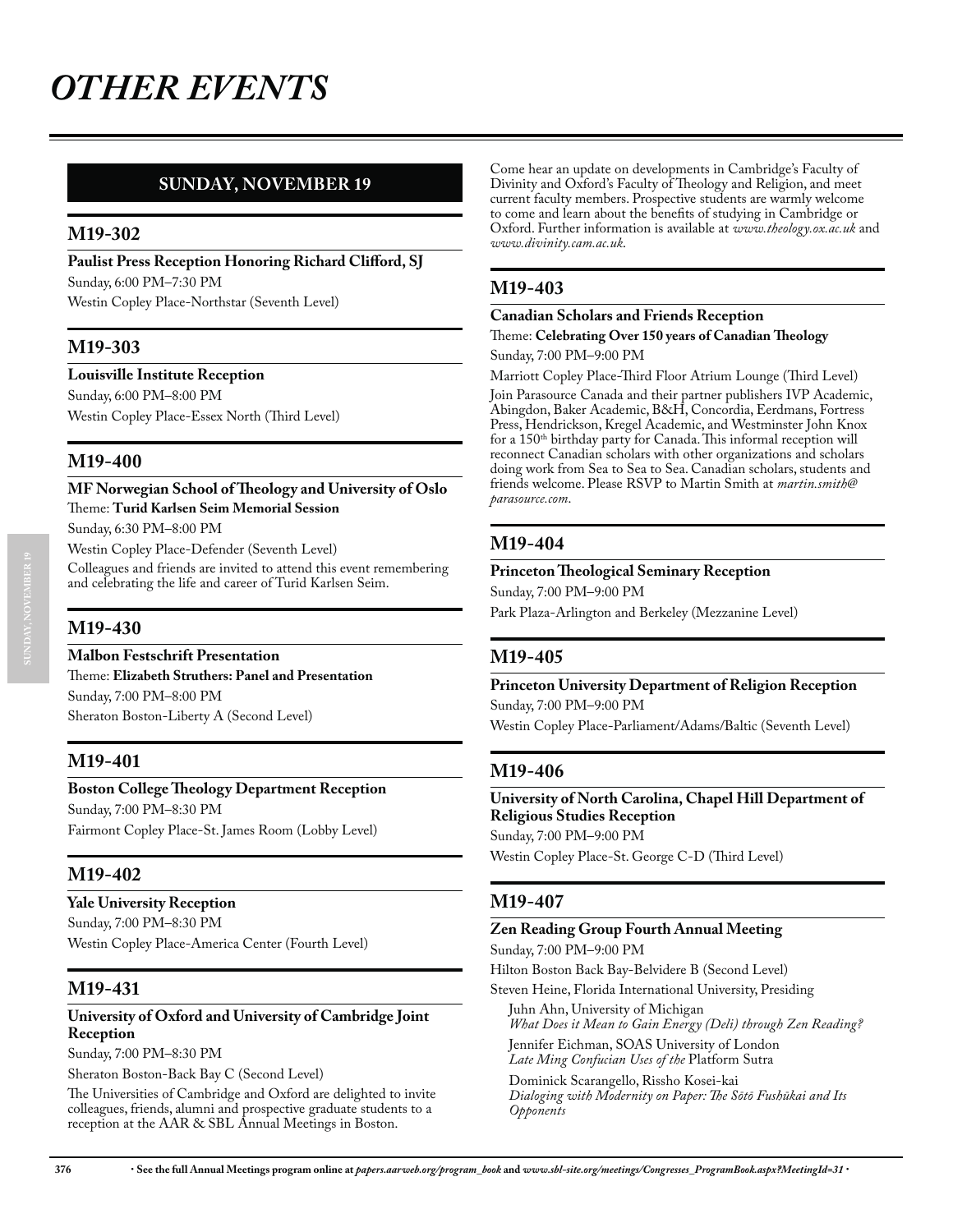# OTHER EVENTS

## SUNDAY, NOVEMBER 19

### M19-302

**Paulist Press Reception Honoring Richard Clifford, SJ**

Sunday, 6:00 PM–7:30 PM

Westin Copley Place-Northstar (Seventh Level)

### M19-303

**Louisville Institute Reception**

Sunday, 6:00 PM–8:00 PM

Westin Copley Place-Essex North (Third Level)

### M19-400

**MF Norwegian School of Theology and University of Oslo**

Theme: **Turid Karlsen Seim Memorial Session**

Sunday, 6:30 PM–8:00 PM

Westin Copley Place-Defender (Seventh Level)

Colleagues and friends are invited to attend this event remembering and celebrating the life and career of Turid Karlsen Seim.

### M19-430

**Malbon Festschrift Presentation**

Theme: **Elizabeth Struthers: Panel and Presentation**

Sunday, 7:00 PM–8:00 PM

Sheraton Boston-Liberty A (Second Level)

### M19-401

**Boston College Theology Department Reception**

Sunday, 7:00 PM–8:30 PM

Fairmont Copley Place-St. James Room (Lobby Level)

### M19-402

**Yale University Reception**

Sunday, 7:00 PM–8:30 PM

Westin Copley Place-America Center (Fourth Level)

### M19-431

**University of Oxford and University of Cambridge Joint Reception**

Sunday, 7:00 PM–8:30 PM

Sheraton Boston-Back Bay C (Second Level)

The Universities of Cambridge and Oxford are delighted to invite colleagues, friends, alumni and prospective graduate students to a reception at the AAR & SBL Annual Meetings in Boston.

Come hear an update on developments in Cambridge's Faculty of Divinity and Oxford's Faculty of Theology and Religion, and meet current faculty members. Prospective students are warmly welcome to come and learn about the benefits of studying in Cambridge or Oxford. Further information is available at *www.theology.ox.ac.uk* and *www.divinity.cam.ac.uk*.

### M19-403

**Canadian Scholars and Friends Reception**

Theme: **Celebrating Over 150 years of Canadian Theology**

Sunday, 7:00 PM–9:00 PM

Marriott Copley Place-Third Floor Atrium Lounge (Third Level)

Join Parasource Canada and their partner publishers IVP Academic, Abingdon, Baker Academic, B&H, Concordia, Eerdmans, Fortress Press, Hendrickson, Kregel Academic, and Westminster John Knox for a 150th birthday party for Canada. This informal reception will reconnect Canadian scholars with other organizations and scholars doing work from Sea to Sea to Sea. Canadian scholars, students and friends welcome. Please RSVP to Martin Smith at *martin.smith@parasource.com*.

### M19-404

**Princeton Theological Seminary Reception**

Sunday, 7:00 PM–9:00 PM

Park Plaza-Arlington and Berkeley (Mezzanine Level)

### M19-405

**Princeton University Department of Religion Reception**

Sunday, 7:00 PM–9:00 PM

Westin Copley Place-Parliament/Adams/Baltic (Seventh Level)

### M19-406

**University of North Carolina, Chapel Hill Department of Religious Studies Reception**

Sunday, 7:00 PM–9:00 PM

Westin Copley Place-St. George C-D (Third Level)

### M19-407

**Zen Reading Group Fourth Annual Meeting**

Sunday, 7:00 PM–9:00 PM

Hilton Boston Back Bay-Belvidere B (Second Level)

Steven Heine, Florida International University, Presiding

Juhn Ahn, University of Michigan
*What Does it Mean to Gain Energy (Deli) through Zen Reading?*

Jennifer Eichman, SOAS University of London
*Late Ming Confucian Uses of the* Platform Sutra

Dominick Scarangello, Rissho Kosei-kai
*Dialoging with Modernity on Paper: The Sōtō Fushūkai and Its Opponents*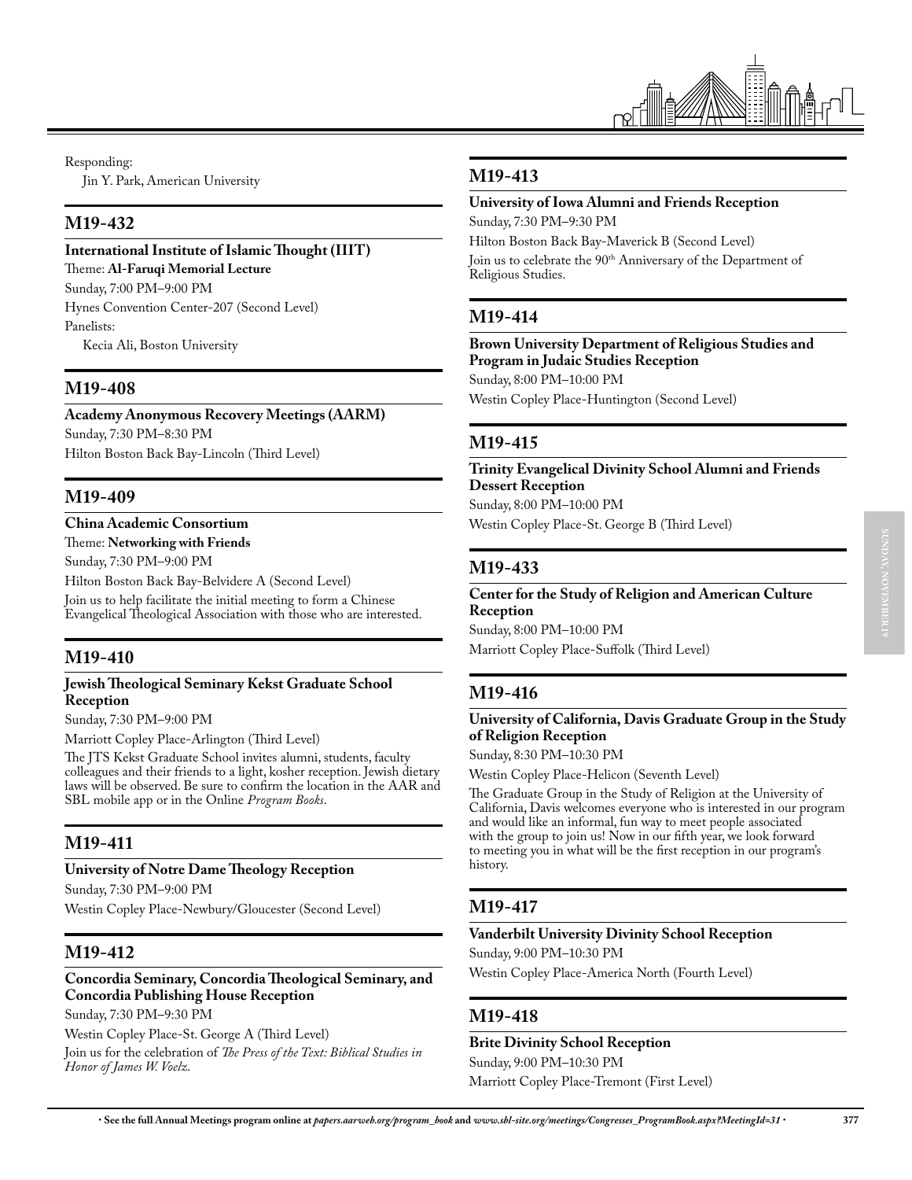Responding:

Jin Y. Park, American University

## M19-432

**International Institute of Islamic Thought (IIIT)**

Theme: **Al-Faruqi Memorial Lecture**

Sunday, 7:00 PM–9:00 PM

Hynes Convention Center-207 (Second Level)

Panelists:

Kecia Ali, Boston University

## M19-408

**Academy Anonymous Recovery Meetings (AARM)**

Sunday, 7:30 PM–8:30 PM

Hilton Boston Back Bay-Lincoln (Third Level)

## M19-409

**China Academic Consortium**

Theme: **Networking with Friends**

Sunday, 7:30 PM–9:00 PM

Hilton Boston Back Bay-Belvidere A (Second Level)

Join us to help facilitate the initial meeting to form a Chinese Evangelical Theological Association with those who are interested.

## M19-410

**Jewish Theological Seminary Kekst Graduate School Reception**

Sunday, 7:30 PM–9:00 PM

Marriott Copley Place-Arlington (Third Level)

The JTS Kekst Graduate School invites alumni, students, faculty colleagues and their friends to a light, kosher reception. Jewish dietary laws will be observed. Be sure to confirm the location in the AAR and SBL mobile app or in the Online *Program Books*.

## M19-411

**University of Notre Dame Theology Reception**

Sunday, 7:30 PM–9:00 PM

Westin Copley Place-Newbury/Gloucester (Second Level)

## M19-412

**Concordia Seminary, Concordia Theological Seminary, and Concordia Publishing House Reception**

Sunday, 7:30 PM–9:30 PM

Westin Copley Place-St. George A (Third Level)

Join us for the celebration of *The Press of the Text: Biblical Studies in Honor of James W. Voelz*.

## M19-413

**University of Iowa Alumni and Friends Reception**

Sunday, 7:30 PM–9:30 PM

Hilton Boston Back Bay-Maverick B (Second Level)

Join us to celebrate the 90th Anniversary of the Department of Religious Studies.

## M19-414

**Brown University Department of Religious Studies and Program in Judaic Studies Reception**

Sunday, 8:00 PM–10:00 PM

Westin Copley Place-Huntington (Second Level)

## M19-415

**Trinity Evangelical Divinity School Alumni and Friends Dessert Reception**

Sunday, 8:00 PM–10:00 PM

Westin Copley Place-St. George B (Third Level)

## M19-433

**Center for the Study of Religion and American Culture Reception**

Sunday, 8:00 PM–10:00 PM

Marriott Copley Place-Suffolk (Third Level)

## M19-416

**University of California, Davis Graduate Group in the Study of Religion Reception**

Sunday, 8:30 PM–10:30 PM

Westin Copley Place-Helicon (Seventh Level)

The Graduate Group in the Study of Religion at the University of California, Davis welcomes everyone who is interested in our program and would like an informal, fun way to meet people associated with the group to join us! Now in our fifth year, we look forward to meeting you in what will be the first reception in our program's history.

## M19-417

**Vanderbilt University Divinity School Reception**

Sunday, 9:00 PM–10:30 PM

Westin Copley Place-America North (Fourth Level)

## M19-418

**Brite Divinity School Reception**

Sunday, 9:00 PM–10:30 PM

Marriott Copley Place-Tremont (First Level)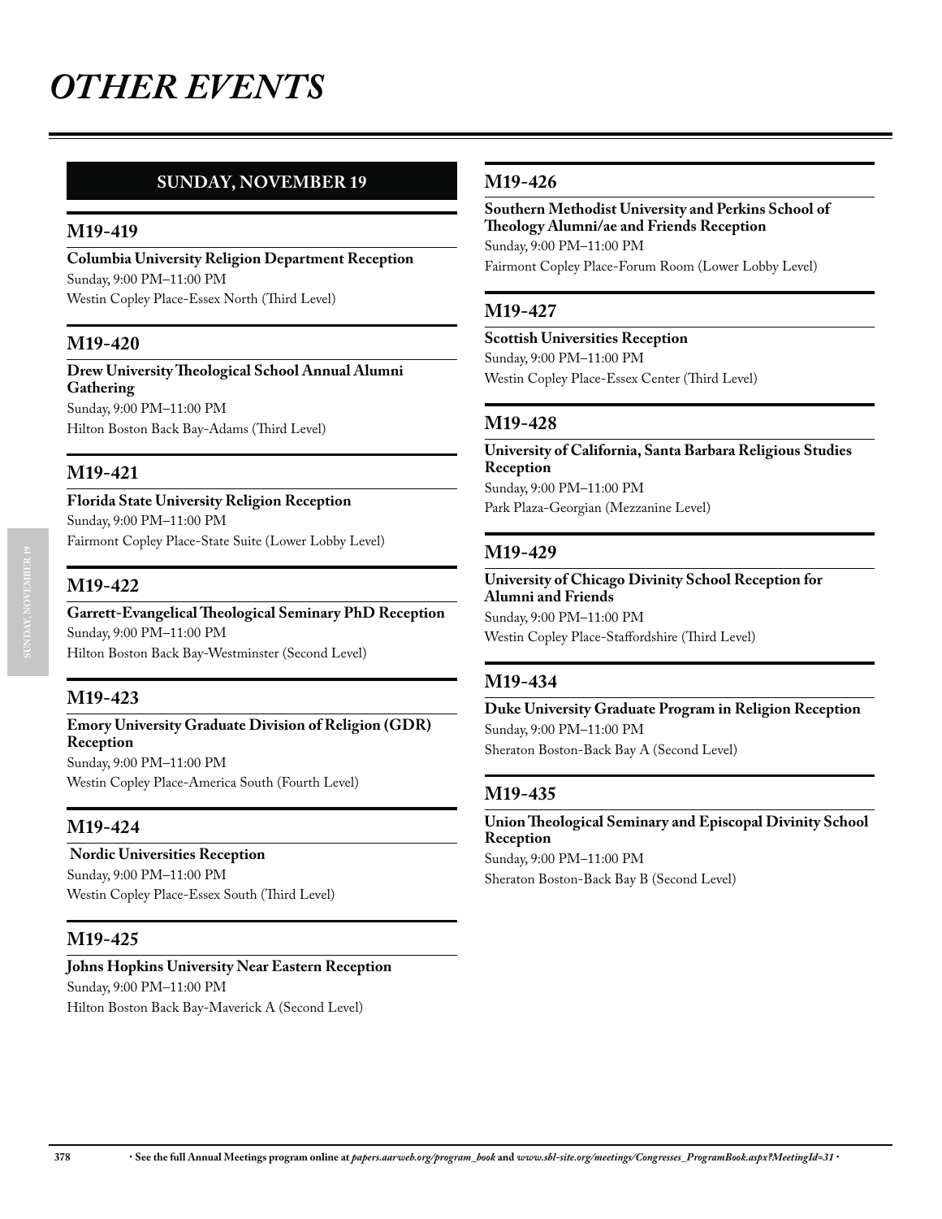# OTHER EVENTS

## SUNDAY, NOVEMBER 19

### M19-419

**Columbia University Religion Department Reception**
Sunday, 9:00 PM–11:00 PM
Westin Copley Place-Essex North (Third Level)

### M19-420

**Drew University Theological School Annual Alumni Gathering**
Sunday, 9:00 PM–11:00 PM
Hilton Boston Back Bay-Adams (Third Level)

### M19-421

**Florida State University Religion Reception**
Sunday, 9:00 PM–11:00 PM
Fairmont Copley Place-State Suite (Lower Lobby Level)

### M19-422

**Garrett-Evangelical Theological Seminary PhD Reception**
Sunday, 9:00 PM–11:00 PM
Hilton Boston Back Bay-Westminster (Second Level)

### M19-423

**Emory University Graduate Division of Religion (GDR) Reception**
Sunday, 9:00 PM–11:00 PM
Westin Copley Place-America South (Fourth Level)

### M19-424

**Nordic Universities Reception**
Sunday, 9:00 PM–11:00 PM
Westin Copley Place-Essex South (Third Level)

### M19-425

**Johns Hopkins University Near Eastern Reception**
Sunday, 9:00 PM–11:00 PM
Hilton Boston Back Bay-Maverick A (Second Level)

### M19-426

**Southern Methodist University and Perkins School of Theology Alumni/ae and Friends Reception**
Sunday, 9:00 PM–11:00 PM
Fairmont Copley Place-Forum Room (Lower Lobby Level)

### M19-427

**Scottish Universities Reception**
Sunday, 9:00 PM–11:00 PM
Westin Copley Place-Essex Center (Third Level)

### M19-428

**University of California, Santa Barbara Religious Studies Reception**
Sunday, 9:00 PM–11:00 PM
Park Plaza-Georgian (Mezzanine Level)

### M19-429

**University of Chicago Divinity School Reception for Alumni and Friends**
Sunday, 9:00 PM–11:00 PM
Westin Copley Place-Staffordshire (Third Level)

### M19-434

**Duke University Graduate Program in Religion Reception**
Sunday, 9:00 PM–11:00 PM
Sheraton Boston-Back Bay A (Second Level)

### M19-435

**Union Theological Seminary and Episcopal Divinity School Reception**
Sunday, 9:00 PM–11:00 PM
Sheraton Boston-Back Bay B (Second Level)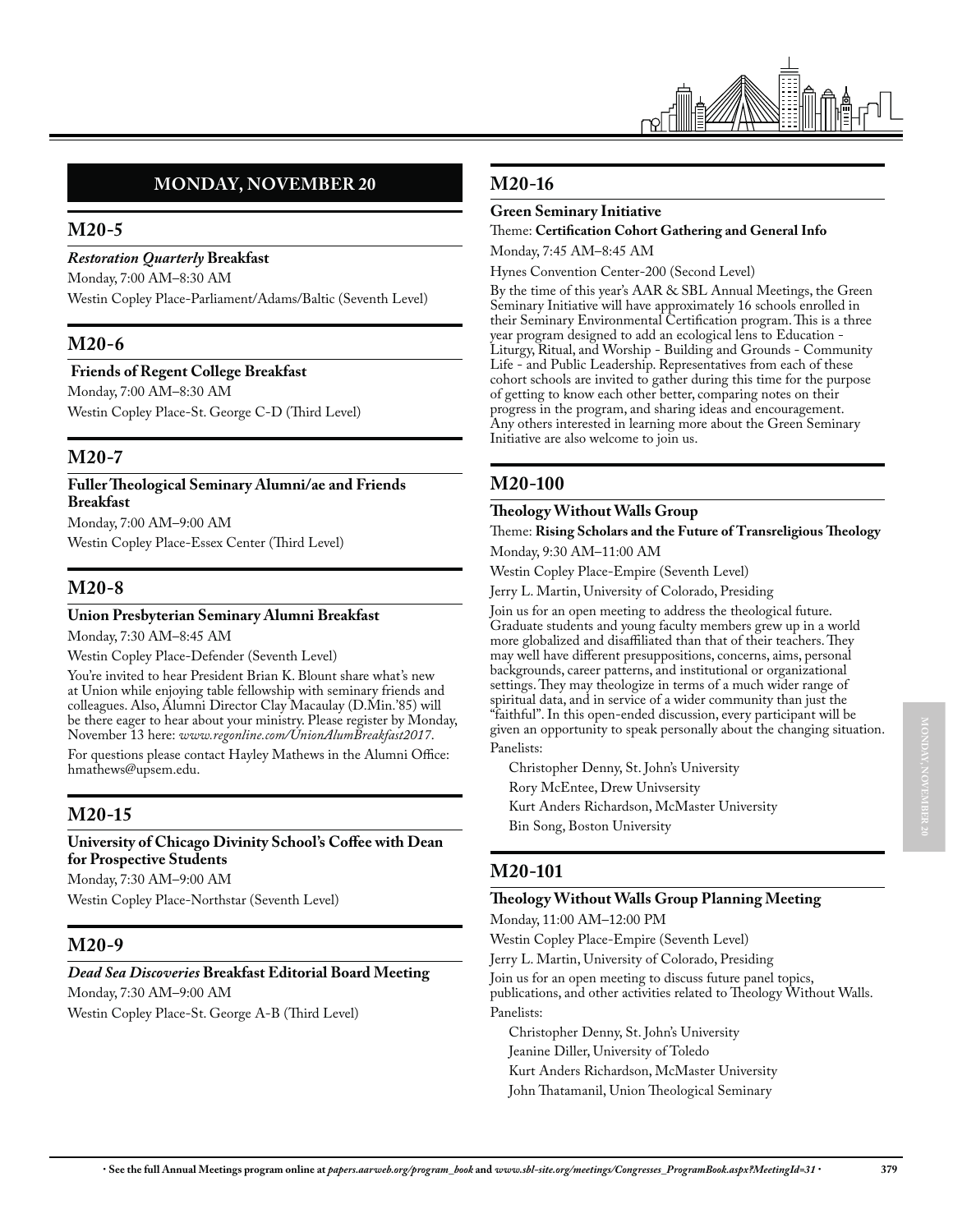## MONDAY, NOVEMBER 20

### M20-5

***Restoration Quarterly* Breakfast**

Monday, 7:00 AM–8:30 AM

Westin Copley Place-Parliament/Adams/Baltic (Seventh Level)

### M20-6

**Friends of Regent College Breakfast**

Monday, 7:00 AM–8:30 AM

Westin Copley Place-St. George C-D (Third Level)

### M20-7

**Fuller Theological Seminary Alumni/ae and Friends Breakfast**

Monday, 7:00 AM–9:00 AM

Westin Copley Place-Essex Center (Third Level)

### M20-8

**Union Presbyterian Seminary Alumni Breakfast**

Monday, 7:30 AM–8:45 AM

Westin Copley Place-Defender (Seventh Level)

You're invited to hear President Brian K. Blount share what's new at Union while enjoying table fellowship with seminary friends and colleagues. Also, Alumni Director Clay Macaulay (D.Min.'85) will be there eager to hear about your ministry. Please register by Monday, November 13 here: *www.regonline.com/UnionAlumBreakfast2017*.

For questions please contact Hayley Mathews in the Alumni Office: hmathews@upsem.edu.

### M20-15

**University of Chicago Divinity School's Coffee with Dean for Prospective Students**

Monday, 7:30 AM–9:00 AM

Westin Copley Place-Northstar (Seventh Level)

### M20-9

***Dead Sea Discoveries* Breakfast Editorial Board Meeting**

Monday, 7:30 AM–9:00 AM

Westin Copley Place-St. George A-B (Third Level)

### M20-16

**Green Seminary Initiative**

Theme: **Certification Cohort Gathering and General Info**

Monday, 7:45 AM–8:45 AM

Hynes Convention Center-200 (Second Level)

By the time of this year's AAR & SBL Annual Meetings, the Green Seminary Initiative will have approximately 16 schools enrolled in their Seminary Environmental Certification program. This is a three year program designed to add an ecological lens to Education - Liturgy, Ritual, and Worship - Building and Grounds - Community Life - and Public Leadership. Representatives from each of these cohort schools are invited to gather during this time for the purpose of getting to know each other better, comparing notes on their progress in the program, and sharing ideas and encouragement. Any others interested in learning more about the Green Seminary Initiative are also welcome to join us.

### M20-100

**Theology Without Walls Group**

Theme: **Rising Scholars and the Future of Transreligious Theology**

Monday, 9:30 AM–11:00 AM

Westin Copley Place-Empire (Seventh Level)

Jerry L. Martin, University of Colorado, Presiding

Join us for an open meeting to address the theological future. Graduate students and young faculty members grew up in a world more globalized and disaffiliated than that of their teachers. They may well have different presuppositions, concerns, aims, personal backgrounds, career patterns, and institutional or organizational settings. They may theologize in terms of a much wider range of spiritual data, and in service of a wider community than just the "faithful". In this open-ended discussion, every participant will be given an opportunity to speak personally about the changing situation.

Panelists:

- Christopher Denny, St. John's University
- Rory McEntee, Drew Univsersity
- Kurt Anders Richardson, McMaster University
- Bin Song, Boston University

### M20-101

**Theology Without Walls Group Planning Meeting**

Monday, 11:00 AM–12:00 PM

Westin Copley Place-Empire (Seventh Level)

Jerry L. Martin, University of Colorado, Presiding

Join us for an open meeting to discuss future panel topics, publications, and other activities related to Theology Without Walls.

Panelists:

- Christopher Denny, St. John's University
- Jeanine Diller, University of Toledo
- Kurt Anders Richardson, McMaster University
- John Thatamanil, Union Theological Seminary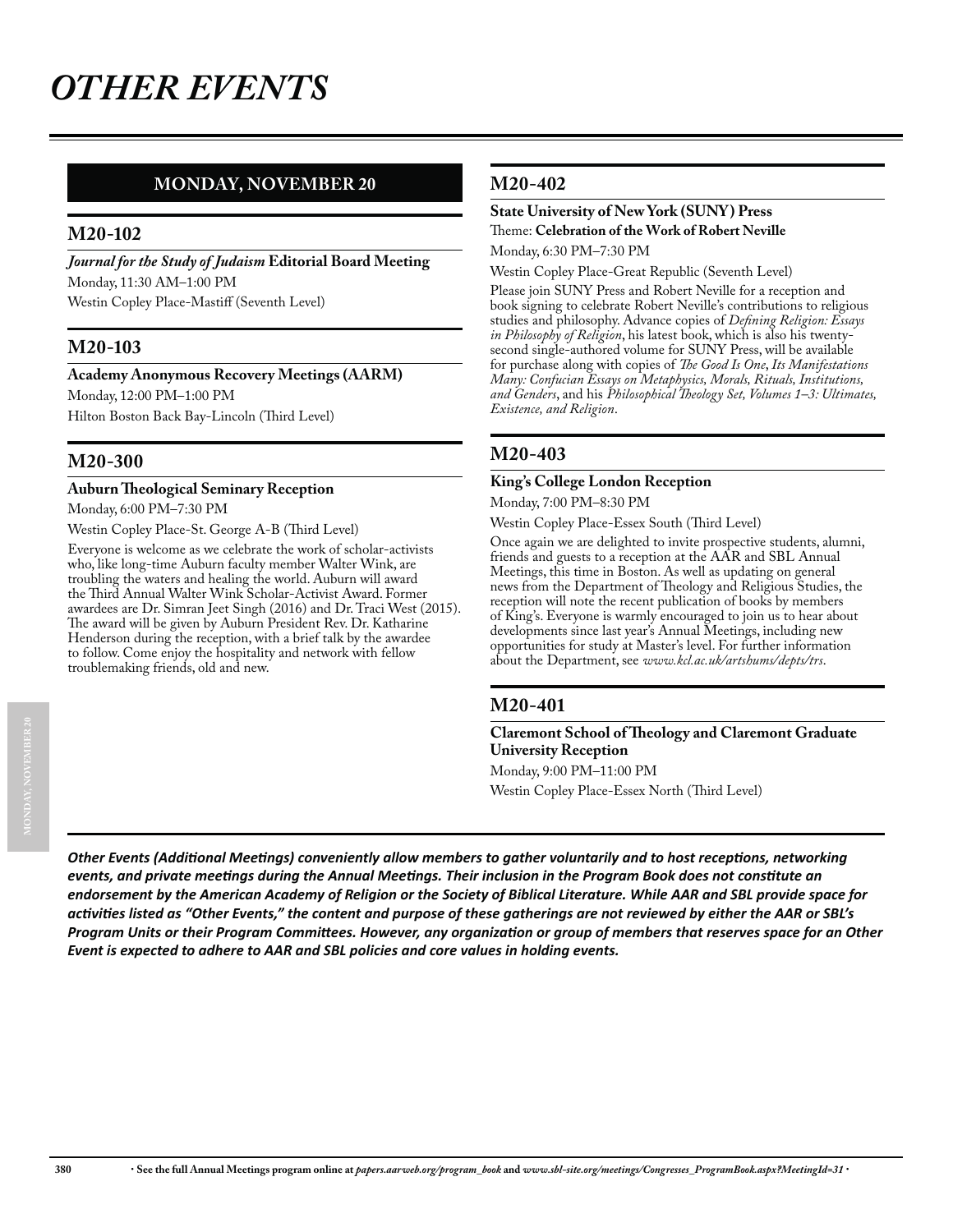# OTHER EVENTS

## MONDAY, NOVEMBER 20

### M20-102

***Journal for the Study of Judaism* Editorial Board Meeting**

Monday, 11:30 AM–1:00 PM

Westin Copley Place-Mastiff (Seventh Level)

### M20-103

**Academy Anonymous Recovery Meetings (AARM)**

Monday, 12:00 PM–1:00 PM

Hilton Boston Back Bay-Lincoln (Third Level)

### M20-300

**Auburn Theological Seminary Reception**

Monday, 6:00 PM–7:30 PM

Westin Copley Place-St. George A-B (Third Level)

Everyone is welcome as we celebrate the work of scholar-activists who, like long-time Auburn faculty member Walter Wink, are troubling the waters and healing the world. Auburn will award the Third Annual Walter Wink Scholar-Activist Award. Former awardees are Dr. Simran Jeet Singh (2016) and Dr. Traci West (2015). The award will be given by Auburn President Rev. Dr. Katharine Henderson during the reception, with a brief talk by the awardee to follow. Come enjoy the hospitality and network with fellow troublemaking friends, old and new.

### M20-402

**State University of New York (SUNY) Press**

Theme: **Celebration of the Work of Robert Neville**

Monday, 6:30 PM–7:30 PM

Westin Copley Place-Great Republic (Seventh Level)

Please join SUNY Press and Robert Neville for a reception and book signing to celebrate Robert Neville's contributions to religious studies and philosophy. Advance copies of *Defining Religion: Essays in Philosophy of Religion*, his latest book, which is also his twenty-second single-authored volume for SUNY Press, will be available for purchase along with copies of *The Good Is One*, *Its Manifestations Many: Confucian Essays on Metaphysics, Morals, Rituals, Institutions, and Genders*, and his *Philosophical Theology Set, Volumes 1–3: Ultimates, Existence, and Religion*.

### M20-403

**King's College London Reception**

Monday, 7:00 PM–8:30 PM

Westin Copley Place-Essex South (Third Level)

Once again we are delighted to invite prospective students, alumni, friends and guests to a reception at the AAR and SBL Annual Meetings, this time in Boston. As well as updating on general news from the Department of Theology and Religious Studies, the reception will note the recent publication of books by members of King's. Everyone is warmly encouraged to join us to hear about developments since last year's Annual Meetings, including new opportunities for study at Master's level. For further information about the Department, see *www.kcl.ac.uk/artshums/depts/trs*.

### M20-401

**Claremont School of Theology and Claremont Graduate University Reception**

Monday, 9:00 PM–11:00 PM

Westin Copley Place-Essex North (Third Level)

***Other Events (Additional Meetings) conveniently allow members to gather voluntarily and to host receptions, networking events, and private meetings during the Annual Meetings. Their inclusion in the Program Book does not constitute an endorsement by the American Academy of Religion or the Society of Biblical Literature. While AAR and SBL provide space for activities listed as "Other Events," the content and purpose of these gatherings are not reviewed by either the AAR or SBL's Program Units or their Program Committees. However, any organization or group of members that reserves space for an Other Event is expected to adhere to AAR and SBL policies and core values in holding events.***